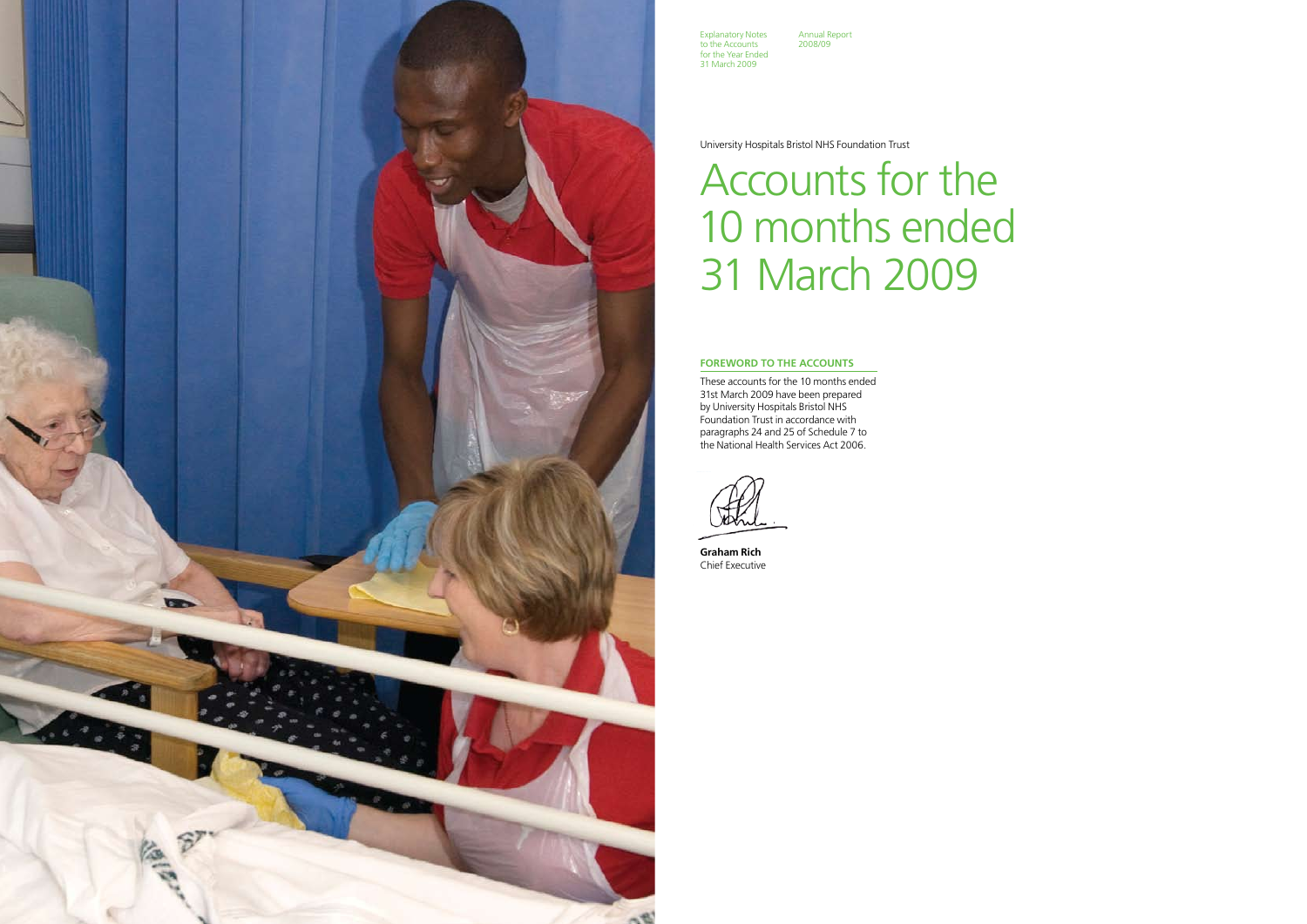University Hospitals Bristol NHS Foundation Trust

# Accounts for the 10 months ended 31 March 2009

## FOREWORD TO THE ACCOUNTS

These accounts for the 10 months ended 31st March 2009 have been prepared by University Hospitals Bristol NHS Foundation Trust in accordance with paragraphs 24 and 25 of Schedule 7 to the National Health Services Act 2006.

**Graham Rich**
Chief Executive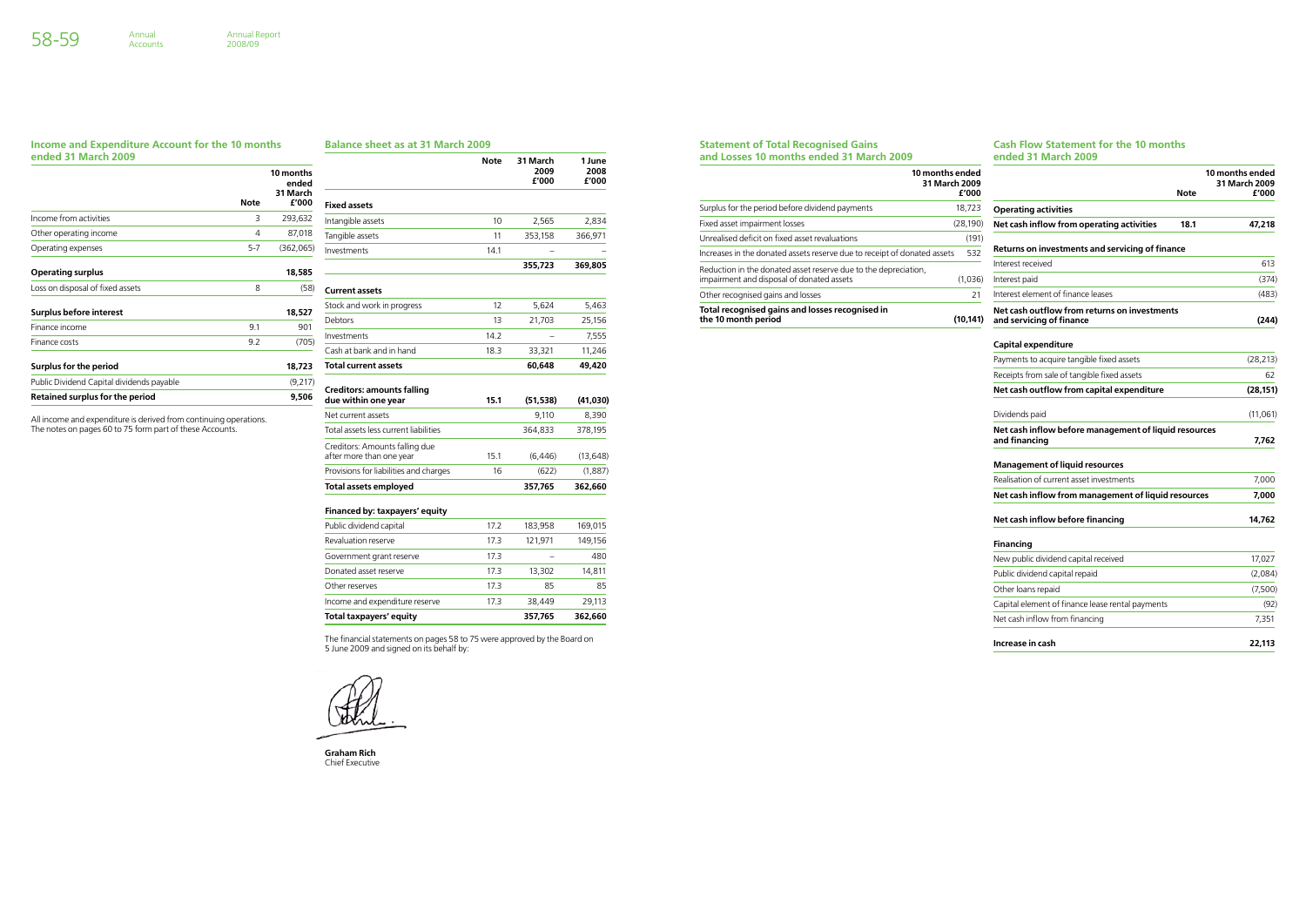## Income and Expenditure Account for the 10 months ended 31 March 2009

| | Note | 10 months ended 31 March £'000 |
|---|---|---|
| Income from activities | 3 | 293,632 |
| Other operating income | 4 | 87,018 |
| Operating expenses | 5-7 | (362,065) |
| **Operating surplus** | | **18,585** |
| Loss on disposal of fixed assets | 8 | (58) |
| **Surplus before interest** | | **18,527** |
| Finance income | 9.1 | 901 |
| Finance costs | 9.2 | (705) |
| **Surplus for the period** | | **18,723** |
| Public Dividend Capital dividends payable | | (9,217) |
| **Retained surplus for the period** | | **9,506** |

All income and expenditure is derived from continuing operations.
The notes on pages 60 to 75 form part of these Accounts.

## Balance sheet as at 31 March 2009

| | Note | 31 March 2009 £'000 | 1 June 2008 £'000 |
|---|---|---|---|
| **Fixed assets** | | | |
| Intangible assets | 10 | 2,565 | 2,834 |
| Tangible assets | 11 | 353,158 | 366,971 |
| Investments | 14.1 | – | – |
| | | **355,723** | **369,805** |
| **Current assets** | | | |
| Stock and work in progress | 12 | 5,624 | 5,463 |
| Debtors | 13 | 21,703 | 25,156 |
| Investments | 14.2 | – | 7,555 |
| Cash at bank and in hand | 18.3 | 33,321 | 11,246 |
| **Total current assets** | | **60,648** | **49,420** |
| **Creditors: amounts falling due within one year** | **15.1** | **(51,538)** | **(41,030)** |
| Net current assets | | 9,110 | 8,390 |
| Total assets less current liabilities | | 364,833 | 378,195 |
| Creditors: Amounts falling due after more than one year | 15.1 | (6,446) | (13,648) |
| Provisions for liabilities and charges | 16 | (622) | (1,887) |
| **Total assets employed** | | **357,765** | **362,660** |
| **Financed by: taxpayers' equity** | | | |
| Public dividend capital | 17.2 | 183,958 | 169,015 |
| Revaluation reserve | 17.3 | 121,971 | 149,156 |
| Government grant reserve | 17.3 | – | 480 |
| Donated asset reserve | 17.3 | 13,302 | 14,811 |
| Other reserves | 17.3 | 85 | 85 |
| Income and expenditure reserve | 17.3 | 38,449 | 29,113 |
| **Total taxpayers' equity** | | **357,765** | **362,660** |

The financial statements on pages 58 to 75 were approved by the Board on 5 June 2009 and signed on its behalf by:

**Graham Rich**
Chief Executive

## Statement of Total Recognised Gains and Losses 10 months ended 31 March 2009

| | 10 months ended 31 March 2009 £'000 |
|---|---|
| Surplus for the period before dividend payments | 18,723 |
| Fixed asset impairment losses | (28,190) |
| Unrealised deficit on fixed asset revaluations | (191) |
| Increases in the donated assets reserve due to receipt of donated assets | 532 |
| Reduction in the donated asset reserve due to the depreciation, impairment and disposal of donated assets | (1,036) |
| Other recognised gains and losses | 21 |
| **Total recognised gains and losses recognised in the 10 month period** | **(10,141)** |

## Cash Flow Statement for the 10 months ended 31 March 2009

| | Note | 10 months ended 31 March 2009 £'000 |
|---|---|---|
| **Operating activities** | | |
| **Net cash inflow from operating activities** | **18.1** | **47,218** |
| **Returns on investments and servicing of finance** | | |
| Interest received | | 613 |
| Interest paid | | (374) |
| Interest element of finance leases | | (483) |
| **Net cash outflow from returns on investments and servicing of finance** | | **(244)** |
| **Capital expenditure** | | |
| Payments to acquire tangible fixed assets | | (28,213) |
| Receipts from sale of tangible fixed assets | | 62 |
| **Net cash outflow from capital expenditure** | | **(28,151)** |
| Dividends paid | | (11,061) |
| **Net cash inflow before management of liquid resources and financing** | | **7,762** |
| **Management of liquid resources** | | |
| Realisation of current asset investments | | 7,000 |
| **Net cash inflow from management of liquid resources** | | **7,000** |
| **Net cash inflow before financing** | | **14,762** |
| **Financing** | | |
| New public dividend capital received | | 17,027 |
| Public dividend capital repaid | | (2,084) |
| Other loans repaid | | (7,500) |
| Capital element of finance lease rental payments | | (92) |
| Net cash inflow from financing | | 7,351 |
| **Increase in cash** | | **22,113** |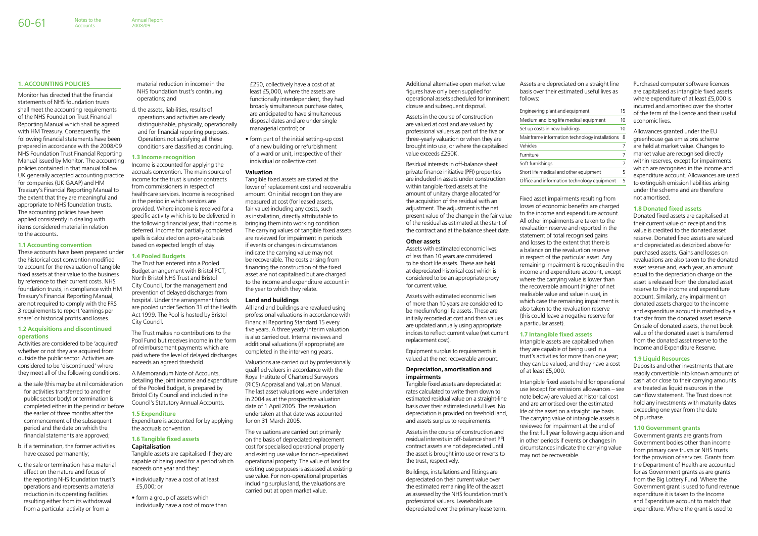## 1. ACCOUNTING POLICIES

Monitor has directed that the financial statements of NHS foundation trusts shall meet the accounting requirements of the NHS Foundation Trust Financial Reporting Manual which shall be agreed with HM Treasury. Consequently, the following financial statements have been prepared in accordance with the 2008/09 NHS Foundation Trust Financial Reporting Manual issued by Monitor. The accounting policies contained in that manual follow UK generally accepted accounting practice for companies (UK GAAP) and HM Treasury's Financial Reporting Manual to the extent that they are meaningful and appropriate to NHS foundation trusts. The accounting policies have been applied consistently in dealing with items considered material in relation to the accounts.

### 1.1 Accounting convention

These accounts have been prepared under the historical cost convention modified to account for the revaluation of tangible fixed assets at their value to the business by reference to their current costs. NHS foundation trusts, in compliance with HM Treasury's Financial Reporting Manual, are not required to comply with the FRS 3 requirements to report 'earnings per share' or historical profits and losses.

### 1.2 Acquisitions and discontinued operations

Activities are considered to be 'acquired' whether or not they are acquired from outside the public sector. Activities are considered to be 'discontinued' where they meet all of the following conditions:

a. the sale (this may be at nil consideration for activities transferred to another public sector body) or termination is completed either in the period or before the earlier of three months after the commencement of the subsequent period and the date on which the financial statements are approved;

b. if a termination, the former activities have ceased permanently;

c. the sale or termination has a material effect on the nature and focus of the reporting NHS foundation trust's operations and represents a material reduction in its operating facilities resulting either from its withdrawal from a particular activity or from a material reduction in income in the NHS foundation trust's continuing operations; and

d. the assets, liabilities, results of operations and activities are clearly distinguishable, physically, operationally and for financial reporting purposes. Operations not satisfying all these conditions are classified as continuing.

### 1.3 Income recognition

Income is accounted for applying the accruals convention. The main source of income for the trust is under contracts from commissioners in respect of healthcare services. Income is recognised in the period in which services are provided. Where income is received for a specific activity which is to be delivered in the following financial year, that income is deferred. Income for partially completed spells is calculated on a pro-rata basis based on expected length of stay.

### 1.4 Pooled Budgets

The Trust has entered into a Pooled Budget arrangement with Bristol PCT, North Bristol NHS Trust and Bristol City Council, for the management and prevention of delayed discharges from hospital. Under the arrangement funds are pooled under Section 31 of the Health Act 1999. The Pool is hosted by Bristol City Council.

The Trust makes no contributions to the Pool Fund but receives income in the form of reimbursement payments which are paid where the level of delayed discharges exceeds an agreed threshold.

A Memorandum Note of Accounts, detailing the joint income and expenditure of the Pooled Budget, is prepared by Bristol City Council and included in the Council's Statutory Annual Accounts.

### 1.5 Expenditure

Expenditure is accounted for by applying the accruals convention.

### 1.6 Tangible fixed assets

**Capitalisation**

Tangible assets are capitalised if they are capable of being used for a period which exceeds one year and they:

- individually have a cost of at least £5,000; or
- form a group of assets which individually have a cost of more than £250, collectively have a cost of at least £5,000, where the assets are functionally interdependent, they had broadly simultaneous purchase dates, are anticipated to have simultaneous disposal dates and are under single managerial control; or
- form part of the initial setting-up cost of a new building or refurbishment of a ward or unit, irrespective of their individual or collective cost.

**Valuation**

Tangible fixed assets are stated at the lower of replacement cost and recoverable amount. On initial recognition they are measured at cost (for leased assets, fair value) including any costs, such as installation, directly attributable to bringing them into working condition. The carrying values of tangible fixed assets are reviewed for impairment in periods if events or changes in circumstances indicate the carrying value may not be recoverable. The costs arising from financing the construction of the fixed asset are not capitalised but are charged to the income and expenditure account in the year to which they relate.

**Land and buildings**

All land and buildings are revalued using professional valuations in accordance with Financial Reporting Standard 15 every five years. A three yearly interim valuation is also carried out. Internal reviews and additional valuations (if appropriate) are completed in the intervening years.

Valuations are carried out by professionally qualified valuers in accordance with the Royal Institute of Chartered Surveyors (RICS) Appraisal and Valuation Manual. The last asset valuations were undertaken in 2004 as at the prospective valuation date of 1 April 2005. The revaluation undertaken at that date was accounted for on 31 March 2005.

The valuations are carried out primarily on the basis of depreciated replacement cost for specialised operational property and existing use value for non–specialised operational property. The value of land for existing use purposes is assessed at existing use value. For non-operational properties including surplus land, the valuations are carried out at open market value.

Additional alternative open market value figures have only been supplied for operational assets scheduled for imminent closure and subsequent disposal.

Assets in the course of construction are valued at cost and are valued by professional valuers as part of the five or three-yearly valuation or when they are brought into use, or where the capitalised value exceeds £250K.

Residual interests in off-balance sheet private finance initiative (PFI) properties are included in assets under construction within tangible fixed assets at the amount of unitary charge allocated for the acquisition of the residual with an adjustment. The adjustment is the net present value of the change in the fair value of the residual as estimated at the start of the contract and at the balance sheet date.

**Other assets**

Assets with estimated economic lives of less than 10 years are considered to be short life assets. These are held at depreciated historical cost which is considered to be an appropriate proxy for current value.

Assets with estimated economic lives of more than 10 years are considered to be medium/long life assets. These are initially recorded at cost and then values are updated annually using appropriate indices to reflect current value (net current replacement cost).

Equipment surplus to requirements is valued at the net recoverable amount.

**Depreciation, amortisation and impairments**

Tangible fixed assets are depreciated at rates calculated to write them down to estimated residual value on a straight-line basis over their estimated useful lives. No depreciation is provided on freehold land, and assets surplus to requirements.

Assets in the course of construction and residual interests in off-balance sheet PFI contract assets are not depreciated until the asset is brought into use or reverts to the trust, respectively.

Buildings, installations and fittings are depreciated on their current value over the estimated remaining life of the asset as assessed by the NHS foundation trust's professional valuers. Leaseholds are depreciated over the primary lease term.

Assets are depreciated on a straight line basis over their estimated useful lives as follows:

| | |
|---|---|
| Engineering plant and equipment | 15 |
| Medium and long life medical equipment | 10 |
| Set up costs in new buildings | 10 |
| Mainframe information technology installations | 8 |
| Vehicles | 7 |
| Furniture | 7 |
| Soft furnishings | 7 |
| Short life medical and other equipment | 5 |
| Office and information technology equipment | 5 |

Fixed asset impairments resulting from losses of economic benefits are charged to the income and expenditure account. All other impairments are taken to the revaluation reserve and reported in the statement of total recognised gains and losses to the extent that there is a balance on the revaluation reserve in respect of the particular asset. Any remaining impairment is recognised in the income and expenditure account, except where the carrying value is lower than the recoverable amount (higher of net realisable value and value in use), in which case the remaining impairment is also taken to the revaluation reserve (this could leave a negative reserve for a particular asset).

### 1.7 Intangible fixed assets

Intangible assets are capitalised when they are capable of being used in a trust's activities for more than one year; they can be valued; and they have a cost of at least £5,000.

Intangible fixed assets held for operational use (except for emissions allowances – see note below) are valued at historical cost and are amortised over the estimated life of the asset on a straight line basis. The carrying value of intangible assets is reviewed for impairment at the end of the first full year following acquisition and in other periods if events or changes in circumstances indicate the carrying value may not be recoverable.

Purchased computer software licences are capitalised as intangible fixed assets where expenditure of at least £5,000 is incurred and amortised over the shorter of the term of the licence and their useful economic lives.

Allowances granted under the EU greenhouse gas emissions scheme are held at market value. Changes to market value are recognised directly within reserves, except for impairments which are recognised in the income and expenditure account. Allowances are used to extinguish emission liabilities arising under the scheme and are therefore not amortised.

### 1.8 Donated fixed assets

Donated fixed assets are capitalised at their current value on receipt and this value is credited to the donated asset reserve. Donated fixed assets are valued and depreciated as described above for purchased assets. Gains and losses on revaluations are also taken to the donated asset reserve and, each year, an amount equal to the depreciation charge on the asset is released from the donated asset reserve to the income and expenditure account. Similarly, any impairment on donated assets charged to the income and expenditure account is matched by a transfer from the donated asset reserve. On sale of donated assets, the net book value of the donated asset is transferred from the donated asset reserve to the Income and Expenditure Reserve.

### 1.9 Liquid Resources

Deposits and other investments that are readily convertible into known amounts of cash at or close to their carrying amounts are treated as liquid resources in the cashflow statement. The Trust does not hold any investments with maturity dates exceeding one year from the date of purchase.

### 1.10 Government grants

Government grants are grants from Government bodies other than income from primary care trusts or NHS trusts for the provision of services. Grants from the Department of Health are accounted for as Government grants as are grants from the Big Lottery Fund. Where the Government grant is used to fund revenue expenditure it is taken to the Income and Expenditure account to match that expenditure. Where the grant is used to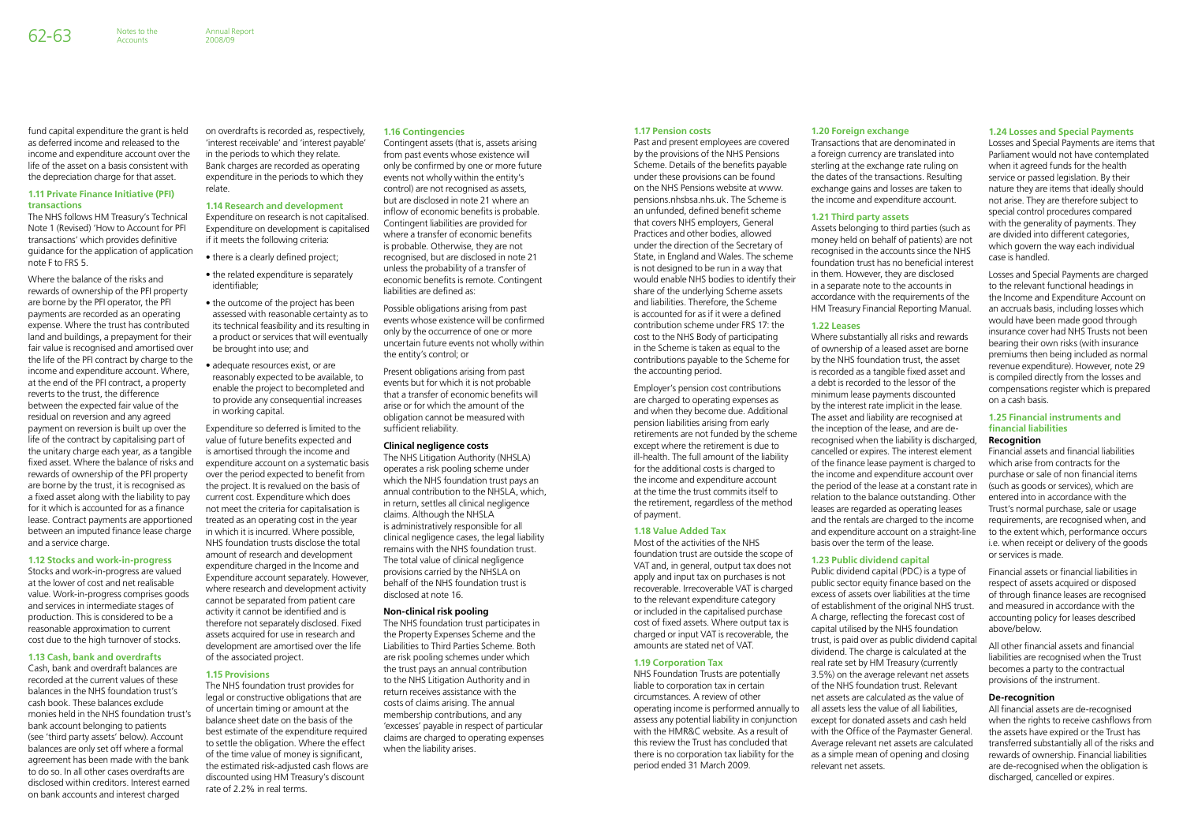fund capital expenditure the grant is held as deferred income and released to the income and expenditure account over the life of the asset on a basis consistent with the depreciation charge for that asset.

### 1.11 Private Finance Initiative (PFI) transactions

The NHS follows HM Treasury's Technical Note 1 (Revised) 'How to Account for PFI transactions' which provides definitive guidance for the application of application note F to FRS 5.

Where the balance of the risks and rewards of ownership of the PFI property are borne by the PFI operator, the PFI payments are recorded as an operating expense. Where the trust has contributed land and buildings, a prepayment for their fair value is recognised and amortised over the life of the PFI contract by charge to the income and expenditure account. Where, at the end of the PFI contract, a property reverts to the trust, the difference between the expected fair value of the residual on reversion and any agreed payment on reversion is built up over the life of the contract by capitalising part of the unitary charge each year, as a tangible fixed asset. Where the balance of risks and rewards of ownership of the PFI property are borne by the trust, it is recognised as a fixed asset along with the liability to pay for it which is accounted for as a finance lease. Contract payments are apportioned between an imputed finance lease charge and a service charge.

### 1.12 Stocks and work-in-progress

Stocks and work-in-progress are valued at the lower of cost and net realisable value. Work-in-progress comprises goods and services in intermediate stages of production. This is considered to be a reasonable approximation to current cost due to the high turnover of stocks.

### 1.13 Cash, bank and overdrafts

Cash, bank and overdraft balances are recorded at the current values of these balances in the NHS foundation trust's cash book. These balances exclude monies held in the NHS foundation trust's bank account belonging to patients (see 'third party assets' below). Account balances are only set off where a formal agreement has been made with the bank to do so. In all other cases overdrafts are disclosed within creditors. Interest earned on bank accounts and interest charged on overdrafts is recorded as, respectively, 'interest receivable' and 'interest payable' in the periods to which they relate. Bank charges are recorded as operating expenditure in the periods to which they relate.

### 1.14 Research and development

Expenditure on research is not capitalised. Expenditure on development is capitalised if it meets the following criteria:

- there is a clearly defined project;
- the related expenditure is separately identifiable;
- the outcome of the project has been assessed with reasonable certainty as to its technical feasibility and its resulting in a product or services that will eventually be brought into use; and
- adequate resources exist, or are reasonably expected to be available, to enable the project to becompleted and to provide any consequential increases in working capital.

Expenditure so deferred is limited to the value of future benefits expected and is amortised through the income and expenditure account on a systematic basis over the period expected to benefit from the project. It is revalued on the basis of current cost. Expenditure which does not meet the criteria for capitalisation is treated as an operating cost in the year in which it is incurred. Where possible, NHS foundation trusts disclose the total amount of research and development expenditure charged in the Income and Expenditure account separately. However, where research and development activity cannot be separated from patient care activity it cannot be identified and is therefore not separately disclosed. Fixed assets acquired for use in research and development are amortised over the life of the associated project.

### 1.15 Provisions

The NHS foundation trust provides for legal or constructive obligations that are of uncertain timing or amount at the balance sheet date on the basis of the best estimate of the expenditure required to settle the obligation. Where the effect of the time value of money is significant, the estimated risk-adjusted cash flows are discounted using HM Treasury's discount rate of 2.2% in real terms.

### 1.16 Contingencies

Contingent assets (that is, assets arising from past events whose existence will only be confirmed by one or more future events not wholly within the entity's control) are not recognised as assets, but are disclosed in note 21 where an inflow of economic benefits is probable. Contingent liabilities are provided for where a transfer of economic benefits is probable. Otherwise, they are not recognised, but are disclosed in note 21 unless the probability of a transfer of economic benefits is remote. Contingent liabilities are defined as:

Possible obligations arising from past events whose existence will be confirmed only by the occurrence of one or more uncertain future events not wholly within the entity's control; or

Present obligations arising from past events but for which it is not probable that a transfer of economic benefits will arise or for which the amount of the obligation cannot be measured with sufficient reliability.

**Clinical negligence costs**

The NHS Litigation Authority (NHSLA) operates a risk pooling scheme under which the NHS foundation trust pays an annual contribution to the NHSLA, which, in return, settles all clinical negligence claims. Although the NHSLA is administratively responsible for all clinical negligence cases, the legal liability remains with the NHS foundation trust. The total value of clinical negligence provisions carried by the NHSLA on behalf of the NHS foundation trust is disclosed at note 16.

**Non-clinical risk pooling**

The NHS foundation trust participates in the Property Expenses Scheme and the Liabilities to Third Parties Scheme. Both are risk pooling schemes under which the trust pays an annual contribution to the NHS Litigation Authority and in return receives assistance with the costs of claims arising. The annual membership contributions, and any 'excesses' payable in respect of particular claims are charged to operating expenses when the liability arises.

### 1.17 Pension costs

Past and present employees are covered by the provisions of the NHS Pensions Scheme. Details of the benefits payable under these provisions can be found on the NHS Pensions website at www.pensions.nhsbsa.nhs.uk. The Scheme is an unfunded, defined benefit scheme that covers NHS employers, General Practices and other bodies, allowed under the direction of the Secretary of State, in England and Wales. The scheme is not designed to be run in a way that would enable NHS bodies to identify their share of the underlying Scheme assets and liabilities. Therefore, the Scheme is accounted for as if it were a defined contribution scheme under FRS 17: the cost to the NHS Body of participating in the Scheme is taken as equal to the contributions payable to the Scheme for the accounting period.

Employer's pension cost contributions are charged to operating expenses as and when they become due. Additional pension liabilities arising from early retirements are not funded by the scheme except where the retirement is due to ill-health. The full amount of the liability for the additional costs is charged to the income and expenditure account at the time the trust commits itself to the retirement, regardless of the method of payment.

### 1.18 Value Added Tax

Most of the activities of the NHS foundation trust are outside the scope of VAT and, in general, output tax does not apply and input tax on purchases is not recoverable. Irrecoverable VAT is charged to the relevant expenditure category or included in the capitalised purchase cost of fixed assets. Where output tax is charged or input VAT is recoverable, the amounts are stated net of VAT.

### 1.19 Corporation Tax

NHS Foundation Trusts are potentially liable to corporation tax in certain circumstances. A review of other operating income is performed annually to assess any potential liability in conjunction with the HMR&C website. As a result of this review the Trust has concluded that there is no corporation tax liability for the period ended 31 March 2009.

### 1.20 Foreign exchange

Transactions that are denominated in a foreign currency are translated into sterling at the exchange rate ruling on the dates of the transactions. Resulting exchange gains and losses are taken to the income and expenditure account.

### 1.21 Third party assets

Assets belonging to third parties (such as money held on behalf of patients) are not recognised in the accounts since the NHS foundation trust has no beneficial interest in them. However, they are disclosed in a separate note to the accounts in accordance with the requirements of the HM Treasury Financial Reporting Manual.

### 1.22 Leases

Where substantially all risks and rewards of ownership of a leased asset are borne by the NHS foundation trust, the asset is recorded as a tangible fixed asset and a debt is recorded to the lessor of the minimum lease payments discounted by the interest rate implicit in the lease. The asset and liability are recognised at the inception of the lease, and are de-recognised when the liability is discharged, cancelled or expires. The interest element of the finance lease payment is charged to the income and expenditure account over the period of the lease at a constant rate in relation to the balance outstanding. Other leases are regarded as operating leases and the rentals are charged to the income and expenditure account on a straight-line basis over the term of the lease.

### 1.23 Public dividend capital

Public dividend capital (PDC) is a type of public sector equity finance based on the excess of assets over liabilities at the time of establishment of the original NHS trust. A charge, reflecting the forecast cost of capital utilised by the NHS foundation trust, is paid over as public dividend capital dividend. The charge is calculated at the real rate set by HM Treasury (currently 3.5%) on the average relevant net assets of the NHS foundation trust. Relevant net assets are calculated as the value of all assets less the value of all liabilities, except for donated assets and cash held with the Office of the Paymaster General. Average relevant net assets are calculated as a simple mean of opening and closing relevant net assets.

### 1.24 Losses and Special Payments

Losses and Special Payments are items that Parliament would not have contemplated when it agreed funds for the health service or passed legislation. By their nature they are items that ideally should not arise. They are therefore subject to special control procedures compared with the generality of payments. They are divided into different categories, which govern the way each individual case is handled.

Losses and Special Payments are charged to the relevant functional headings in the Income and Expenditure Account on an accruals basis, including losses which would have been made good through insurance cover had NHS Trusts not been bearing their own risks (with insurance premiums then being included as normal revenue expenditure). However, note 29 is compiled directly from the losses and compensations register which is prepared on a cash basis.

### 1.25 Financial instruments and financial liabilities

**Recognition**

Financial assets and financial liabilities which arise from contracts for the purchase or sale of non financial items (such as goods or services), which are entered into in accordance with the Trust's normal purchase, sale or usage requirements, are recognised when, and to the extent which, performance occurs i.e. when receipt or delivery of the goods or services is made.

Financial assets or financial liabilities in respect of assets acquired or disposed of through finance leases are recognised and measured in accordance with the accounting policy for leases described above/below.

All other financial assets and financial liabilities are recognised when the Trust becomes a party to the contractual provisions of the instrument.

**De-recognition**

All financial assets are de-recognised when the rights to receive cashflows from the assets have expired or the Trust has transferred substantially all of the risks and rewards of ownership. Financial liabilities are de-recognised when the obligation is discharged, cancelled or expires.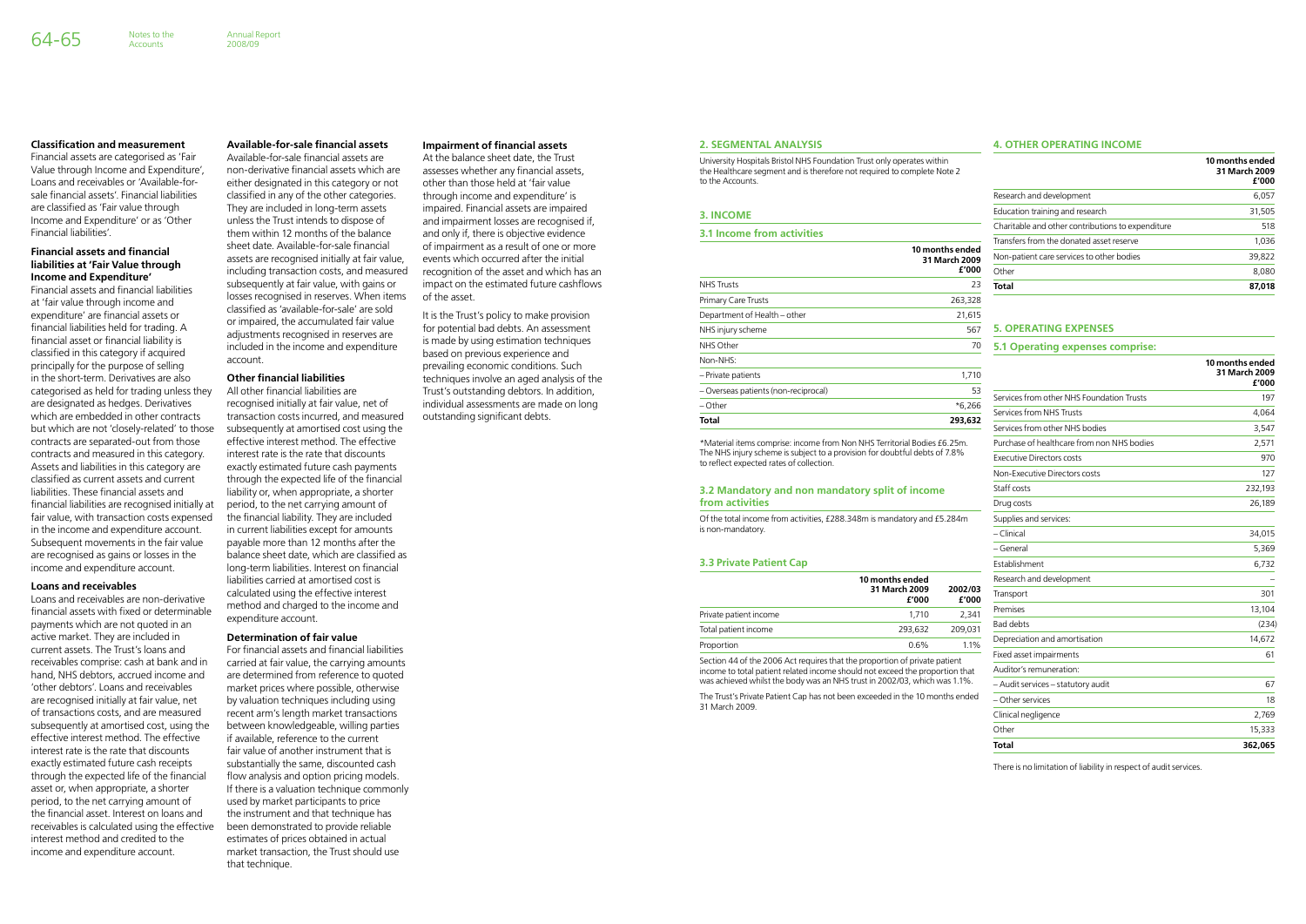### Classification and measurement

Financial assets are categorised as 'Fair Value through Income and Expenditure', Loans and receivables or 'Available-for-sale financial assets'. Financial liabilities are classified as 'Fair value through Income and Expenditure' or as 'Other Financial liabilities'.

### Financial assets and financial liabilities at 'Fair Value through Income and Expenditure'

Financial assets and financial liabilities at 'fair value through income and expenditure' are financial assets or financial liabilities held for trading. A financial asset or financial liability is classified in this category if acquired principally for the purpose of selling in the short-term. Derivatives are also categorised as held for trading unless they are designated as hedges. Derivatives which are embedded in other contracts but which are not 'closely-related' to those contracts are separated-out from those contracts and measured in this category. Assets and liabilities in this category are classified as current assets and current liabilities. These financial assets and financial liabilities are recognised initially at fair value, with transaction costs expensed in the income and expenditure account. Subsequent movements in the fair value are recognised as gains or losses in the income and expenditure account.

### Loans and receivables

Loans and receivables are non-derivative financial assets with fixed or determinable payments which are not quoted in an active market. They are included in current assets. The Trust's loans and receivables comprise: cash at bank and in hand, NHS debtors, accrued income and 'other debtors'. Loans and receivables are recognised initially at fair value, net of transactions costs, and are measured subsequently at amortised cost, using the effective interest method. The effective interest rate is the rate that discounts exactly estimated future cash receipts through the expected life of the financial asset or, when appropriate, a shorter period, to the net carrying amount of the financial asset. Interest on loans and receivables is calculated using the effective interest method and credited to the income and expenditure account.

### Available-for-sale financial assets

Available-for-sale financial assets are non-derivative financial assets which are either designated in this category or not classified in any of the other categories. They are included in long-term assets unless the Trust intends to dispose of them within 12 months of the balance sheet date. Available-for-sale financial assets are recognised initially at fair value, including transaction costs, and measured subsequently at fair value, with gains or losses recognised in reserves. When items classified as 'available-for-sale' are sold or impaired, the accumulated fair value adjustments recognised in reserves are included in the income and expenditure account.

### Other financial liabilities

All other financial liabilities are recognised initially at fair value, net of transaction costs incurred, and measured subsequently at amortised cost using the effective interest method. The effective interest rate is the rate that discounts exactly estimated future cash payments through the expected life of the financial liability or, when appropriate, a shorter period, to the net carrying amount of the financial liability. They are included in current liabilities except for amounts payable more than 12 months after the balance sheet date, which are classified as long-term liabilities. Interest on financial liabilities carried at amortised cost is calculated using the effective interest method and charged to the income and expenditure account.

### Determination of fair value

For financial assets and financial liabilities carried at fair value, the carrying amounts are determined from reference to quoted market prices where possible, otherwise by valuation techniques including using recent arm's length market transactions between knowledgeable, willing parties if available, reference to the current fair value of another instrument that is substantially the same, discounted cash flow analysis and option pricing models. If there is a valuation technique commonly used by market participants to price the instrument and that technique has been demonstrated to provide reliable estimates of prices obtained in actual market transaction, the Trust should use that technique.

### Impairment of financial assets

At the balance sheet date, the Trust assesses whether any financial assets, other than those held at 'fair value through income and expenditure' is impaired. Financial assets are impaired and impairment losses are recognised if, and only if, there is objective evidence of impairment as a result of one or more events which occurred after the initial recognition of the asset and which has an impact on the estimated future cashflows of the asset.

It is the Trust's policy to make provision for potential bad debts. An assessment is made by using estimation techniques based on previous experience and prevailing economic conditions. Such techniques involve an aged analysis of the Trust's outstanding debtors. In addition, individual assessments are made on long outstanding significant debts.

## 2. SEGMENTAL ANALYSIS

University Hospitals Bristol NHS Foundation Trust only operates within the Healthcare segment and is therefore not required to complete Note 2 to the Accounts.

## 3. INCOME

### 3.1 Income from activities

| | 10 months ended 31 March 2009 £'000 |
|---|---|
| NHS Trusts | 23 |
| Primary Care Trusts | 263,328 |
| Department of Health – other | 21,615 |
| NHS injury scheme | 567 |
| NHS Other | 70 |
| Non-NHS: | |
| – Private patients | 1,710 |
| – Overseas patients (non-reciprocal) | 53 |
| – Other | *6,266 |
| **Total** | **293,632** |

*Material items comprise: income from Non NHS Territorial Bodies £6.25m. The NHS injury scheme is subject to a provision for doubtful debts of 7.8% to reflect expected rates of collection.

### 3.2 Mandatory and non mandatory split of income from activities

Of the total income from activities, £288.348m is mandatory and £5.284m is non-mandatory.

### 3.3 Private Patient Cap

| | 10 months ended 31 March 2009 £'000 | 2002/03 £'000 |
|---|---|---|
| Private patient income | 1,710 | 2,341 |
| Total patient income | 293,632 | 209,031 |
| Proportion | 0.6% | 1.1% |

Section 44 of the 2006 Act requires that the proportion of private patient income to total patient related income should not exceed the proportion that was achieved whilst the body was an NHS trust in 2002/03, which was 1.1%.

The Trust's Private Patient Cap has not been exceeded in the 10 months ended 31 March 2009.

## 4. OTHER OPERATING INCOME

| | 10 months ended 31 March 2009 £'000 |
|---|---|
| Research and development | 6,057 |
| Education training and research | 31,505 |
| Charitable and other contributions to expenditure | 518 |
| Transfers from the donated asset reserve | 1,036 |
| Non-patient care services to other bodies | 39,822 |
| Other | 8,080 |
| **Total** | **87,018** |

## 5. OPERATING EXPENSES

### 5.1 Operating expenses comprise:

| | 10 months ended 31 March 2009 £'000 |
|---|---|
| Services from other NHS Foundation Trusts | 197 |
| Services from NHS Trusts | 4,064 |
| Services from other NHS bodies | 3,547 |
| Purchase of healthcare from non NHS bodies | 2,571 |
| Executive Directors costs | 970 |
| Non-Executive Directors costs | 127 |
| Staff costs | 232,193 |
| Drug costs | 26,189 |
| Supplies and services: | |
| – Clinical | 34,015 |
| – General | 5,369 |
| Establishment | 6,732 |
| Research and development | – |
| Transport | 301 |
| Premises | 13,104 |
| Bad debts | (234) |
| Depreciation and amortisation | 14,672 |
| Fixed asset impairments | 61 |
| Auditor's remuneration: | |
| – Audit services – statutory audit | 67 |
| – Other services | 18 |
| Clinical negligence | 2,769 |
| Other | 15,333 |
| **Total** | **362,065** |

There is no limitation of liability in respect of audit services.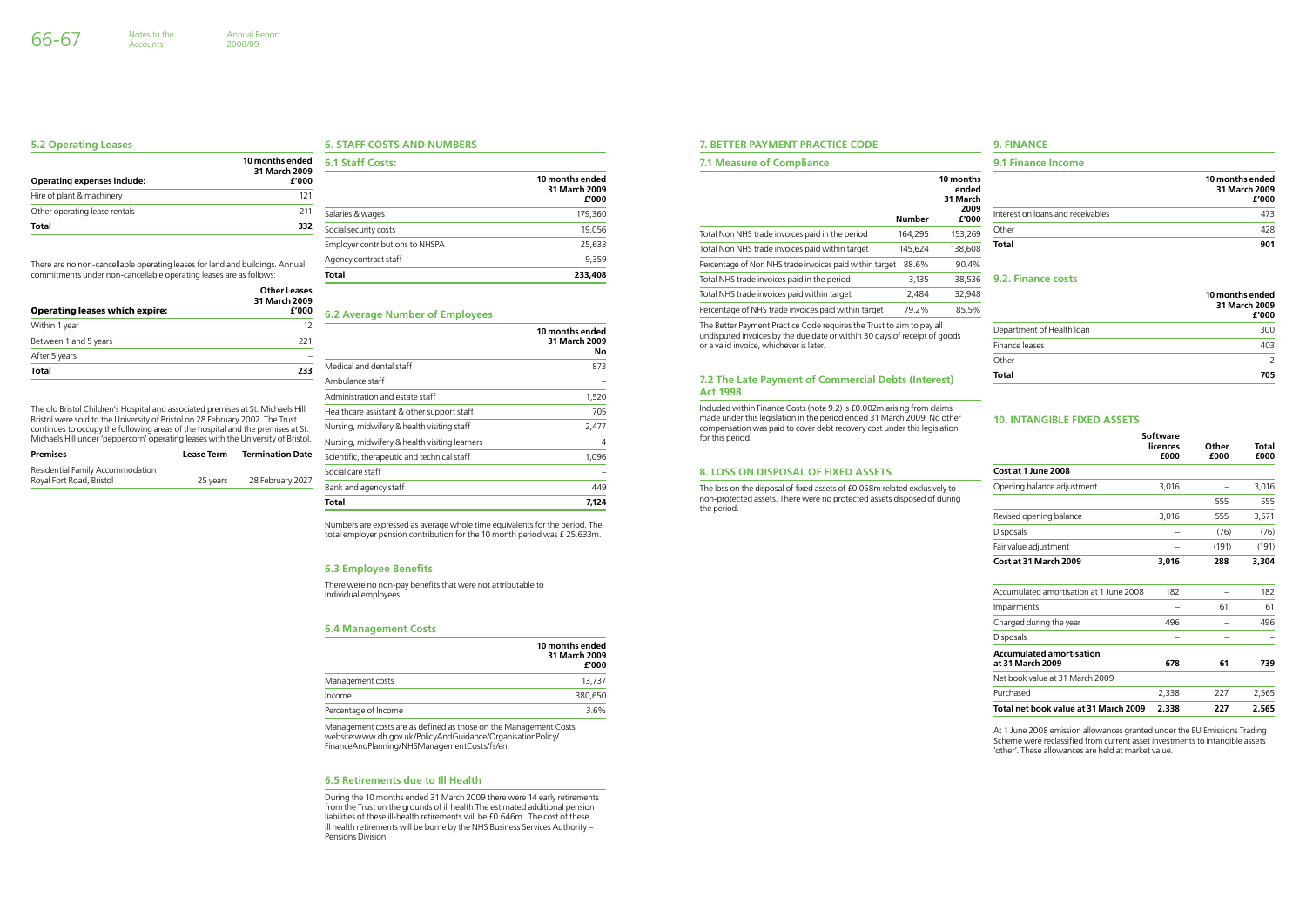## 5.2 Operating Leases

| Operating expenses include: | 10 months ended 31 March 2009 £'000 |
|---|---|
| Hire of plant & machinery | 121 |
| Other operating lease rentals | 211 |
| **Total** | **332** |

There are no non-cancellable operating leases for land and buildings. Annual commitments under non-cancellable operating leases are as follows:

| Operating leases which expire: | Other Leases 31 March 2009 £'000 |
|---|---|
| Within 1 year | 12 |
| Between 1 and 5 years | 221 |
| After 5 years | – |
| **Total** | **233** |

The old Bristol Children's Hospital and associated premises at St. Michaels Hill Bristol were sold to the University of Bristol on 28 February 2002. The Trust continues to occupy the following areas of the hospital and the premises at St. Michaels Hill under 'peppercorn' operating leases with the University of Bristol.

| Premises | Lease Term | Termination Date |
|---|---|---|
| Residential Family Accommodation Royal Fort Road, Bristol | 25 years | 28 February 2027 |

## 6. STAFF COSTS AND NUMBERS

### 6.1 Staff Costs:

| | 10 months ended 31 March 2009 £'000 |
|---|---|
| Salaries & wages | 179,360 |
| Social security costs | 19,056 |
| Employer contributions to NHSPA | 25,633 |
| Agency contract staff | 9,359 |
| **Total** | **233,408** |

### 6.2 Average Number of Employees

| | 10 months ended 31 March 2009 No |
|---|---|
| Medical and dental staff | 873 |
| Ambulance staff | – |
| Administration and estate staff | 1,520 |
| Healthcare assistant & other support staff | 705 |
| Nursing, midwifery & health visiting staff | 2,477 |
| Nursing, midwifery & health visiting learners | 4 |
| Scientific, therapeutic and technical staff | 1,096 |
| Social care staff | – |
| Bank and agency staff | 449 |
| **Total** | **7,124** |

Numbers are expressed as average whole time equivalents for the period. The total employer pension contribution for the 10 month period was £ 25.633m.

### 6.3 Employee Benefits

There were no non-pay benefits that were not attributable to individual employees.

### 6.4 Management Costs

| | 10 months ended 31 March 2009 £'000 |
|---|---|
| Management costs | 13,737 |
| Income | 380,650 |
| Percentage of Income | 3.6% |

Management costs are as defined as those on the Management Costs website:www.dh.gov.uk/PolicyAndGuidance/OrganisationPolicy/FinanceAndPlanning/NHSManagementCosts/fs/en.

### 6.5 Retirements due to Ill Health

During the 10 months ended 31 March 2009 there were 14 early retirements from the Trust on the grounds of ill health The estimated additional pension liabilities of these ill-health retirements will be £0.646m . The cost of these ill health retirements will be borne by the NHS Business Services Authority – Pensions Division.

## 7. BETTER PAYMENT PRACTICE CODE

### 7.1 Measure of Compliance

| | Number | 10 months ended 31 March 2009 £'000 |
|---|---|---|
| Total Non NHS trade invoices paid in the period | 164,295 | 153,269 |
| Total Non NHS trade invoices paid within target | 145,624 | 138,608 |
| Percentage of Non NHS trade invoices paid within target | 88.6% | 90.4% |
| Total NHS trade invoices paid in the period | 3,135 | 38,536 |
| Total NHS trade invoices paid within target | 2,484 | 32,948 |
| Percentage of NHS trade invoices paid within target | 79.2% | 85.5% |

The Better Payment Practice Code requires the Trust to aim to pay all undisputed invoices by the due date or within 30 days of receipt of goods or a valid invoice, whichever is later.

### 7.2 The Late Payment of Commercial Debts (Interest) Act 1998

Included within Finance Costs (note 9.2) is £0.002m arising from claims made under this legislation in the period ended 31 March 2009. No other compensation was paid to cover debt recovery cost under this legislation for this period.

## 8. LOSS ON DISPOSAL OF FIXED ASSETS

The loss on the disposal of fixed assets of £0.058m related exclusively to non-protected assets. There were no protected assets disposed of during the period.

## 9. FINANCE

### 9.1 Finance Income

| | 10 months ended 31 March 2009 £'000 |
|---|---|
| Interest on loans and receivables | 473 |
| Other | 428 |
| **Total** | **901** |

### 9.2. Finance costs

| | 10 months ended 31 March 2009 £'000 |
|---|---|
| Department of Health loan | 300 |
| Finance leases | 403 |
| Other | 2 |
| **Total** | **705** |

## 10. INTANGIBLE FIXED ASSETS

| | Software licences £000 | Other £000 | Total £000 |
|---|---|---|---|
| **Cost at 1 June 2008** | | | |
| Opening balance adjustment | 3,016 | – | 3,016 |
| | – | 555 | 555 |
| Revised opening balance | 3,016 | 555 | 3,571 |
| Disposals | – | (76) | (76) |
| Fair value adjustment | – | (191) | (191) |
| **Cost at 31 March 2009** | **3,016** | **288** | **3,304** |
| Accumulated amortisation at 1 June 2008 | 182 | – | 182 |
| Impairments | – | 61 | 61 |
| Charged during the year | 496 | – | 496 |
| Disposals | – | – | – |
| **Accumulated amortisation at 31 March 2009** | **678** | **61** | **739** |
| Net book value at 31 March 2009 | | | |
| Purchased | 2,338 | 227 | 2,565 |
| **Total net book value at 31 March 2009** | **2,338** | **227** | **2,565** |

At 1 June 2008 emission allowances granted under the EU Emissions Trading Scheme were reclassified from current asset investments to intangible assets 'other'. These allowances are held at market value.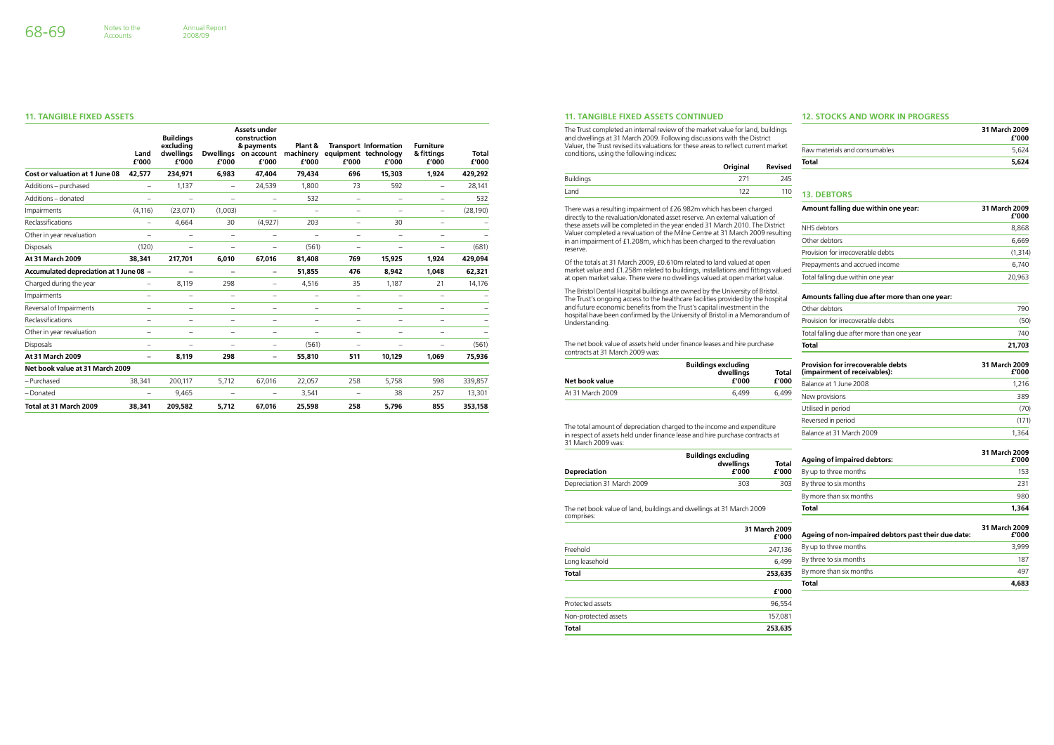## 11. TANGIBLE FIXED ASSETS

| | Land £'000 | Buildings excluding dwellings £'000 | Dwellings £'000 | Assets under construction & payments on account £'000 | Plant & machinery £'000 | Transport equipment £'000 | Information technology £'000 | Furniture & fittings £'000 | Total £'000 |
|---|---|---|---|---|---|---|---|---|---|
| **Cost or valuation at 1 June 08** | **42,577** | **234,971** | **6,983** | **47,404** | **79,434** | **696** | **15,303** | **1,924** | **429,292** |
| Additions – purchased | – | 1,137 | – | 24,539 | 1,800 | 73 | 592 | – | 28,141 |
| Additions – donated | – | – | – | – | 532 | – | – | – | 532 |
| Impairments | (4,116) | (23,071) | (1,003) | – | – | – | – | – | (28,190) |
| Reclassifications | – | 4,664 | 30 | (4,927) | 203 | – | 30 | – | – |
| Other in year revaluation | – | – | – | – | – | – | – | – | – |
| Disposals | (120) | – | – | – | (561) | – | – | – | (681) |
| **At 31 March 2009** | **38,341** | **217,701** | **6,010** | **67,016** | **81,408** | **769** | **15,925** | **1,924** | **429,094** |
| **Accumulated depreciation at 1 June 08** | **–** | **–** | **–** | **–** | **51,855** | **476** | **8,942** | **1,048** | **62,321** |
| Charged during the year | – | 8,119 | 298 | – | 4,516 | 35 | 1,187 | 21 | 14,176 |
| Impairments | – | – | – | – | – | – | – | – | – |
| Reversal of Impairments | – | – | – | – | – | – | – | – | – |
| Reclassifications | – | – | – | – | – | – | – | – | – |
| Other in year revaluation | – | – | – | – | – | – | – | – | – |
| Disposals | – | – | – | – | (561) | – | – | – | (561) |
| **At 31 March 2009** | **–** | **8,119** | **298** | **–** | **55,810** | **511** | **10,129** | **1,069** | **75,936** |
| **Net book value at 31 March 2009** | | | | | | | | | |
| – Purchased | 38,341 | 200,117 | 5,712 | 67,016 | 22,057 | 258 | 5,758 | 598 | 339,857 |
| – Donated | – | 9,465 | – | – | 3,541 | – | 38 | 257 | 13,301 |
| **Total at 31 March 2009** | **38,341** | **209,582** | **5,712** | **67,016** | **25,598** | **258** | **5,796** | **855** | **353,158** |

## 11. TANGIBLE FIXED ASSETS CONTINUED

The Trust completed an internal review of the market value for land, buildings and dwellings at 31 March 2009. Following discussions with the District Valuer, the Trust revised its valuations for these areas to reflect current market conditions, using the following indices:

| | Original | Revised |
|---|---|---|
| Buildings | 271 | 245 |
| Land | 122 | 110 |

There was a resulting impairment of £26.982m which has been charged directly to the revaluation/donated asset reserve. An external valuation of these assets will be completed in the year ended 31 March 2010. The District Valuer completed a revaluation of the Milne Centre at 31 March 2009 resulting in an impairment of £1.208m, which has been charged to the revaluation reserve.

Of the totals at 31 March 2009, £0.610m related to land valued at open market value and £1.258m related to buildings, installations and fittings valued at open market value. There were no dwellings valued at open market value.

The Bristol Dental Hospital buildings are owned by the University of Bristol. The Trust's ongoing access to the healthcare facilities provided by the hospital and future economic benefits from the Trust's capital investment in the hospital have been confirmed by the University of Bristol in a Memorandum of Understanding.

The net book value of assets held under finance leases and hire purchase contracts at 31 March 2009 was:

| Net book value | Buildings excluding dwellings £'000 | Total £'000 |
|---|---|---|
| At 31 March 2009 | 6,499 | 6,499 |

The total amount of depreciation charged to the income and expenditure in respect of assets held under finance lease and hire purchase contracts at 31 March 2009 was:

| Depreciation | Buildings excluding dwellings £'000 | Total £'000 |
|---|---|---|
| Depreciation 31 March 2009 | 303 | 303 |

The net book value of land, buildings and dwellings at 31 March 2009 comprises:

| | 31 March 2009 £'000 |
|---|---|
| Freehold | 247,136 |
| Long leasehold | 6,499 |
| **Total** | **253,635** |
| | **£'000** |
| Protected assets | 96,554 |
| Non-protected assets | 157,081 |
| **Total** | **253,635** |

## 12. STOCKS AND WORK IN PROGRESS

| | 31 March 2009 £'000 |
|---|---|
| Raw materials and consumables | 5,624 |
| **Total** | **5,624** |

## 13. DEBTORS

| Amount falling due within one year: | 31 March 2009 £'000 |
|---|---|
| NHS debtors | 8,868 |
| Other debtors | 6,669 |
| Provision for irrecoverable debts | (1,314) |
| Prepayments and accrued income | 6,740 |
| Total falling due within one year | 20,963 |
| **Amounts falling due after more than one year:** | |
| Other debtors | 790 |
| Provision for irrecoverable debts | (50) |
| Total falling due after more than one year | 740 |
| **Total** | **21,703** |

| Provision for irrecoverable debts (impairment of receivables): | 31 March 2009 £'000 |
|---|---|
| Balance at 1 June 2008 | 1,216 |
| New provisions | 389 |
| Utilised in period | (70) |
| Reversed in period | (171) |
| Balance at 31 March 2009 | 1,364 |

| Ageing of impaired debtors: | 31 March 2009 £'000 |
|---|---|
| By up to three months | 153 |
| By three to six months | 231 |
| By more than six months | 980 |
| **Total** | **1,364** |

| Ageing of non-impaired debtors past their due date: | 31 March 2009 £'000 |
|---|---|
| By up to three months | 3,999 |
| By three to six months | 187 |
| By more than six months | 497 |
| **Total** | **4,683** |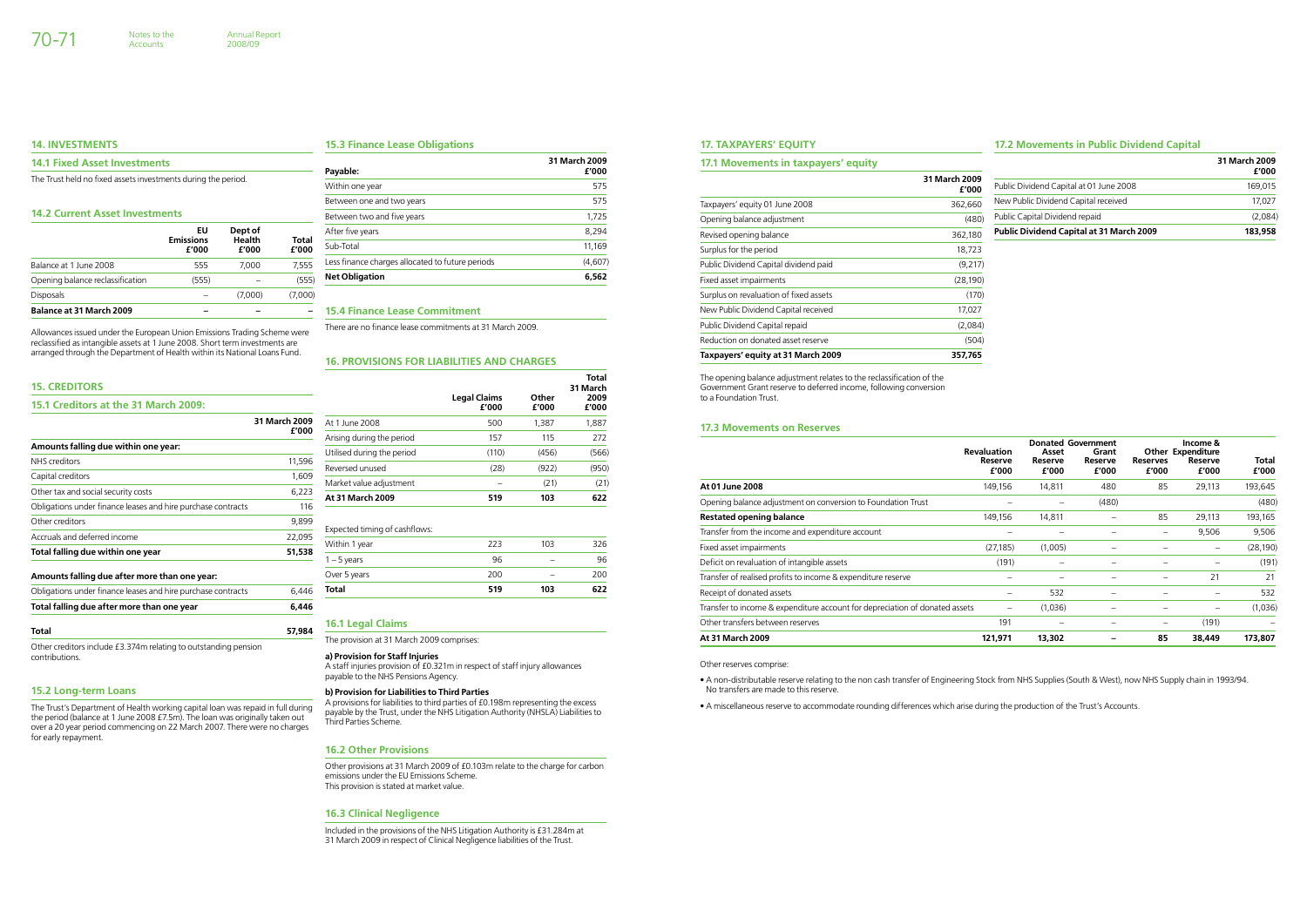## 14. INVESTMENTS

### 14.1 Fixed Asset Investments

The Trust held no fixed assets investments during the period.

### 14.2 Current Asset Investments

| | EU Emissions £'000 | Dept of Health £'000 | Total £'000 |
|---|---|---|---|
| Balance at 1 June 2008 | 555 | 7,000 | 7,555 |
| Opening balance reclassification | (555) | – | (555) |
| Disposals | – | (7,000) | (7,000) |
| **Balance at 31 March 2009** | **–** | **–** | **–** |

Allowances issued under the European Union Emissions Trading Scheme were reclassified as intangible assets at 1 June 2008. Short term investments are arranged through the Department of Health within its National Loans Fund.

## 15. CREDITORS

### 15.1 Creditors at the 31 March 2009:

| | 31 March 2009 £'000 |
|---|---|
| **Amounts falling due within one year:** | |
| NHS creditors | 11,596 |
| Capital creditors | 1,609 |
| Other tax and social security costs | 6,223 |
| Obligations under finance leases and hire purchase contracts | 116 |
| Other creditors | 9,899 |
| Accruals and deferred income | 22,095 |
| **Total falling due within one year** | **51,538** |
| **Amounts falling due after more than one year:** | |
| Obligations under finance leases and hire purchase contracts | 6,446 |
| **Total falling due after more than one year** | **6,446** |
| **Total** | **57,984** |

Other creditors include £3.374m relating to outstanding pension contributions.

### 15.2 Long-term Loans

The Trust's Department of Health working capital loan was repaid in full during the period (balance at 1 June 2008 £7.5m). The loan was originally taken out over a 20 year period commencing on 22 March 2007. There were no charges for early repayment.

### 15.3 Finance Lease Obligations

| Payable: | 31 March 2009 £'000 |
|---|---|
| Within one year | 575 |
| Between one and two years | 575 |
| Between two and five years | 1,725 |
| After five years | 8,294 |
| Sub-Total | 11,169 |
| Less finance charges allocated to future periods | (4,607) |
| **Net Obligation** | **6,562** |

### 15.4 Finance Lease Commitment

There are no finance lease commitments at 31 March 2009.

## 16. PROVISIONS FOR LIABILITIES AND CHARGES

| | Legal Claims £'000 | Other £'000 | Total 31 March 2009 £'000 |
|---|---|---|---|
| At 1 June 2008 | 500 | 1,387 | 1,887 |
| Arising during the period | 157 | 115 | 272 |
| Utilised during the period | (110) | (456) | (566) |
| Reversed unused | (28) | (922) | (950) |
| Market value adjustment | – | (21) | (21) |
| **At 31 March 2009** | **519** | **103** | **622** |

Expected timing of cashflows:

| | Legal Claims £'000 | Other £'000 | Total 31 March 2009 £'000 |
|---|---|---|---|
| Within 1 year | 223 | 103 | 326 |
| 1 – 5 years | 96 | – | 96 |
| Over 5 years | 200 | – | 200 |
| **Total** | **519** | **103** | **622** |

### 16.1 Legal Claims

The provision at 31 March 2009 comprises:

**a) Provision for Staff Injuries**
A staff injuries provision of £0.321m in respect of staff injury allowances payable to the NHS Pensions Agency.

**b) Provision for Liabilities to Third Parties**
A provisions for liabilities to third parties of £0.198m representing the excess payable by the Trust, under the NHS Litigation Authority (NHSLA) Liabilities to Third Parties Scheme.

### 16.2 Other Provisions

Other provisions at 31 March 2009 of £0.103m relate to the charge for carbon emissions under the EU Emissions Scheme.
This provision is stated at market value.

### 16.3 Clinical Negligence

Included in the provisions of the NHS Litigation Authority is £31.284m at 31 March 2009 in respect of Clinical Negligence liabilities of the Trust.

## 17. TAXPAYERS' EQUITY

### 17.1 Movements in taxpayers' equity

| | 31 March 2009 £'000 |
|---|---|
| Taxpayers' equity 01 June 2008 | 362,660 |
| Opening balance adjustment | (480) |
| Revised opening balance | 362,180 |
| Surplus for the period | 18,723 |
| Public Dividend Capital dividend paid | (9,217) |
| Fixed asset impairments | (28,190) |
| Surplus on revaluation of fixed assets | (170) |
| New Public Dividend Capital received | 17,027 |
| Public Dividend Capital repaid | (2,084) |
| Reduction on donated asset reserve | (504) |
| **Taxpayers' equity at 31 March 2009** | **357,765** |

The opening balance adjustment relates to the reclassification of the Government Grant reserve to deferred income, following conversion to a Foundation Trust.

### 17.2 Movements in Public Dividend Capital

| | 31 March 2009 £'000 |
|---|---|
| Public Dividend Capital at 01 June 2008 | 169,015 |
| New Public Dividend Capital received | 17,027 |
| Public Capital Dividend repaid | (2,084) |
| **Public Dividend Capital at 31 March 2009** | **183,958** |

### 17.3 Movements on Reserves

| | Revaluation Reserve £'000 | Donated Asset Reserve £'000 | Government Grant Reserve £'000 | Other Reserves £'000 | Income & Expenditure Reserve £'000 | Total £'000 |
|---|---|---|---|---|---|---|
| **At 01 June 2008** | 149,156 | 14,811 | 480 | 85 | 29,113 | 193,645 |
| Opening balance adjustment on conversion to Foundation Trust | – | – | (480) | | | (480) |
| **Restated opening balance** | 149,156 | 14,811 | – | 85 | 29,113 | 193,165 |
| Transfer from the income and expenditure account | – | – | – | – | 9,506 | 9,506 |
| Fixed asset impairments | (27,185) | (1,005) | – | – | – | (28,190) |
| Deficit on revaluation of intangible assets | (191) | – | – | – | – | (191) |
| Transfer of realised profits to income & expenditure reserve | – | – | – | – | 21 | 21 |
| Receipt of donated assets | – | 532 | – | – | – | 532 |
| Transfer to income & expenditure account for depreciation of donated assets | – | (1,036) | – | – | – | (1,036) |
| Other transfers between reserves | 191 | – | – | – | (191) | – |
| **At 31 March 2009** | **121,971** | **13,302** | **–** | **85** | **38,449** | **173,807** |

Other reserves comprise:

- A non-distributable reserve relating to the non cash transfer of Engineering Stock from NHS Supplies (South & West), now NHS Supply chain in 1993/94. No transfers are made to this reserve.
- A miscellaneous reserve to accommodate rounding differences which arise during the production of the Trust's Accounts.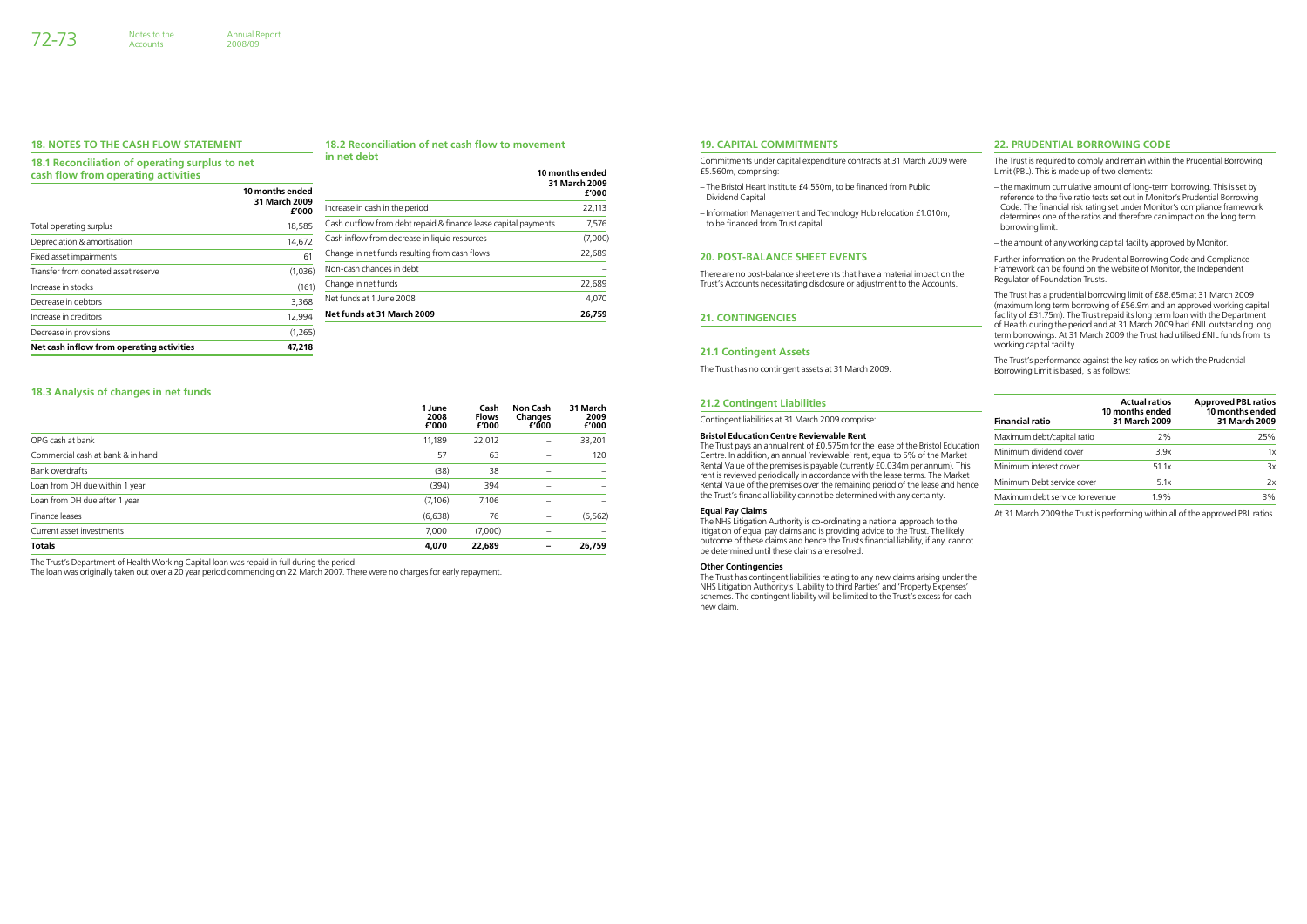## 18. NOTES TO THE CASH FLOW STATEMENT

### 18.1 Reconciliation of operating surplus to net cash flow from operating activities

| | 10 months ended 31 March 2009 £'000 |
|---|---|
| Total operating surplus | 18,585 |
| Depreciation & amortisation | 14,672 |
| Fixed asset impairments | 61 |
| Transfer from donated asset reserve | (1,036) |
| Increase in stocks | (161) |
| Decrease in debtors | 3,368 |
| Increase in creditors | 12,994 |
| Decrease in provisions | (1,265) |
| **Net cash inflow from operating activities** | **47,218** |

### 18.2 Reconciliation of net cash flow to movement in net debt

| | 10 months ended 31 March 2009 £'000 |
|---|---|
| Increase in cash in the period | 22,113 |
| Cash outflow from debt repaid & finance lease capital payments | 7,576 |
| Cash inflow from decrease in liquid resources | (7,000) |
| Change in net funds resulting from cash flows | 22,689 |
| Non-cash changes in debt | – |
| Change in net funds | 22,689 |
| Net funds at 1 June 2008 | 4,070 |
| **Net funds at 31 March 2009** | **26,759** |

### 18.3 Analysis of changes in net funds

| | 1 June 2008 £'000 | Cash Flows £'000 | Non Cash Changes £'000 | 31 March 2009 £'000 |
|---|---|---|---|---|
| OPG cash at bank | 11,189 | 22,012 | – | 33,201 |
| Commercial cash at bank & in hand | 57 | 63 | – | 120 |
| Bank overdrafts | (38) | 38 | – | – |
| Loan from DH due within 1 year | (394) | 394 | – | – |
| Loan from DH due after 1 year | (7,106) | 7,106 | – | – |
| Finance leases | (6,638) | 76 | – | (6,562) |
| Current asset investments | 7,000 | (7,000) | – | – |
| **Totals** | **4,070** | **22,689** | **–** | **26,759** |

The Trust's Department of Health Working Capital loan was repaid in full during the period.
The loan was originally taken out over a 20 year period commencing on 22 March 2007. There were no charges for early repayment.

## 19. CAPITAL COMMITMENTS

Commitments under capital expenditure contracts at 31 March 2009 were £5.560m, comprising:

- The Bristol Heart Institute £4.550m, to be financed from Public Dividend Capital
- Information Management and Technology Hub relocation £1.010m, to be financed from Trust capital

## 20. POST-BALANCE SHEET EVENTS

There are no post-balance sheet events that have a material impact on the Trust's Accounts necessitating disclosure or adjustment to the Accounts.

## 21. CONTINGENCIES

### 21.1 Contingent Assets

The Trust has no contingent assets at 31 March 2009.

### 21.2 Contingent Liabilities

Contingent liabilities at 31 March 2009 comprise:

**Bristol Education Centre Reviewable Rent**
The Trust pays an annual rent of £0.575m for the lease of the Bristol Education Centre. In addition, an annual 'reviewable' rent, equal to 5% of the Market Rental Value of the premises is payable (currently £0.034m per annum). This rent is reviewed periodically in accordance with the lease terms. The Market Rental Value of the premises over the remaining period of the lease and hence the Trust's financial liability cannot be determined with any certainty.

**Equal Pay Claims**
The NHS Litigation Authority is co-ordinating a national approach to the litigation of equal pay claims and is providing advice to the Trust. The likely outcome of these claims and hence the Trusts financial liability, if any, cannot be determined until these claims are resolved.

**Other Contingencies**
The Trust has contingent liabilities relating to any new claims arising under the NHS Litigation Authority's 'Liability to third Parties' and 'Property Expenses' schemes. The contingent liability will be limited to the Trust's excess for each new claim.

## 22. PRUDENTIAL BORROWING CODE

The Trust is required to comply and remain within the Prudential Borrowing Limit (PBL). This is made up of two elements:

- the maximum cumulative amount of long-term borrowing. This is set by reference to the five ratio tests set out in Monitor's Prudential Borrowing Code. The financial risk rating set under Monitor's compliance framework determines one of the ratios and therefore can impact on the long term borrowing limit.
- the amount of any working capital facility approved by Monitor.

Further information on the Prudential Borrowing Code and Compliance Framework can be found on the website of Monitor, the Independent Regulator of Foundation Trusts.

The Trust has a prudential borrowing limit of £88.65m at 31 March 2009 (maximum long term borrowing of £56.9m and an approved working capital facility of £31.75m). The Trust repaid its long term loan with the Department of Health during the period and at 31 March 2009 had £NIL outstanding long term borrowings. At 31 March 2009 the Trust had utilised £NIL funds from its working capital facility.

The Trust's performance against the key ratios on which the Prudential Borrowing Limit is based, is as follows:

| Financial ratio | Actual ratios 10 months ended 31 March 2009 | Approved PBL ratios 10 months ended 31 March 2009 |
|---|---|---|
| Maximum debt/capital ratio | 2% | 25% |
| Minimum dividend cover | 3.9x | 1x |
| Minimum interest cover | 51.1x | 3x |
| Minimum Debt service cover | 5.1x | 2x |
| Maximum debt service to revenue | 1.9% | 3% |

At 31 March 2009 the Trust is performing within all of the approved PBL ratios.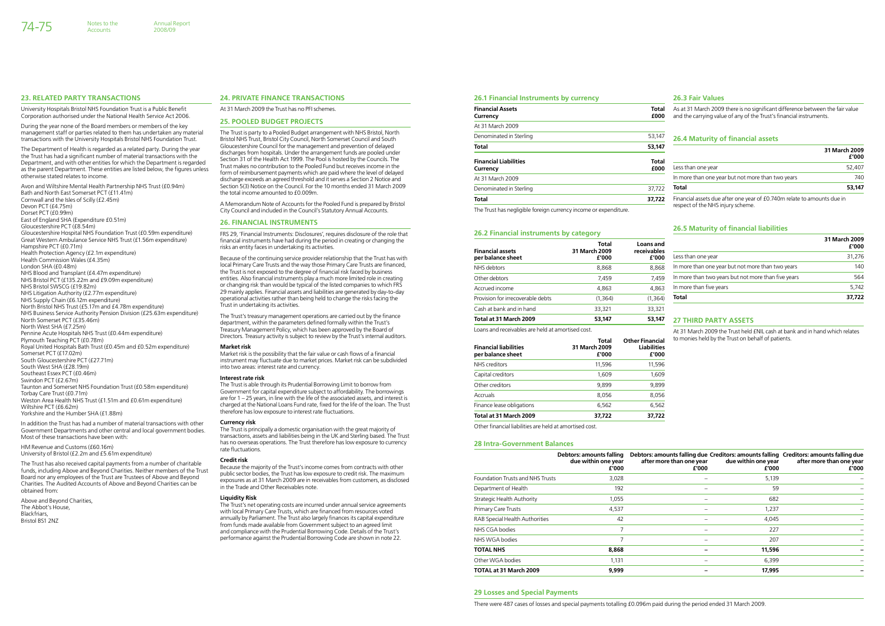## 23. RELATED PARTY TRANSACTIONS

University Hospitals Bristol NHS Foundation Trust is a Public Benefit Corporation authorised under the National Health Service Act 2006.

During the year none of the Board members or members of the key management staff or parties related to them has undertaken any material transactions with the University Hospitals Bristol NHS Foundation Trust.

The Department of Health is regarded as a related party. During the year the Trust has had a significant number of material transactions with the Department, and with other entities for which the Department is regarded as the parent Department. These entities are listed below, the figures unless otherwise stated relates to income.

Avon and Wiltshire Mental Health Partnership NHS Trust (£0.94m)
Bath and North East Somerset PCT (£11.41m)
Cornwall and the Isles of Scilly (£2.45m)
Devon PCT (£4.75m)
Dorset PCT (£0.99m)
East of England SHA (Expenditure £0.51m)
Gloucestershire PCT (£8.54m)
Gloucestershire Hospital NHS Foundation Trust (£0.59m expenditure)
Great Western Ambulance Service NHS Trust (£1.56m expenditure)
Hampshire PCT (£0.71m)
Health Protection Agency (£2.1m expenditure)
Health Commission Wales (£4.35m)
London SHA (£0.48m)
NHS Blood and Transplant (£4.47m expenditure)
NHS Bristol PCT (£135.22m and £9.09m expenditure)
NHS Bristol SWSCG (£19.82m)
NHS Litigation Authority (£2.77m expenditure)
NHS Supply Chain (£6.12m expenditure)
North Bristol NHS Trust (£5.17m and £4.78m expenditure)
NHS Business Service Authority Pension Division (£25.63m expenditure)
North Somerset PCT (£35.46m)
North West SHA (£7.25m)
Pennine Acute Hospitals NHS Trust (£0.44m expenditure)
Plymouth Teaching PCT (£0.78m)
Royal United Hospitals Bath Trust (£0.45m and £0.52m expenditure)
Somerset PCT (£17.02m)
South Gloucestershire PCT (£27.71m)
South West SHA (£28.19m)
Southeast Essex PCT (£0.46m)
Swindon PCT (£2.67m)
Taunton and Somerset NHS Foundation Trust (£0.58m expenditure)
Torbay Care Trust (£0.71m)
Weston Area Health NHS Trust (£1.51m and £0.61m expenditure)
Wiltshire PCT (£6.62m)
Yorkshire and the Humber SHA (£1.88m)

In addition the Trust has had a number of material transactions with other Government Departments and other central and local government bodies. Most of these transactions have been with:

HM Revenue and Customs (£60.16m)
University of Bristol (£2.2m and £5.61m expenditure)

The Trust has also received capital payments from a number of charitable funds, including Above and Beyond Charities. Neither members of the Trust Board nor any employees of the Trust are Trustees of Above and Beyond Charities. The Audited Accounts of Above and Beyond Charities can be obtained from:

Above and Beyond Charities,
The Abbot's House,
Blackfriars,
Bristol BS1 2NZ

## 24. PRIVATE FINANCE TRANSACTIONS

At 31 March 2009 the Trust has no PFI schemes.

## 25. POOLED BUDGET PROJECTS

The Trust is party to a Pooled Budget arrangement with NHS Bristol, North Bristol NHS Trust, Bristol City Council, North Somerset Council and South Gloucestershire Council for the management and prevention of delayed discharges from hospitals. Under the arrangement funds are pooled under Section 31 of the Health Act 1999. The Pool is hosted by the Councils. The Trust makes no contribution to the Pooled Fund but receives income in the form of reimbursement payments which are paid where the level of delayed discharge exceeds an agreed threshold and it serves a Section 2 Notice and Section 5(3) Notice on the Council. For the 10 months ended 31 March 2009 the total income amounted to £0.009m.

A Memorandum Note of Accounts for the Pooled Fund is prepared by Bristol City Council and included in the Council's Statutory Annual Accounts.

## 26. FINANCIAL INSTRUMENTS

FRS 29, 'Financial Instruments: Disclosures', requires disclosure of the role that financial instruments have had during the period in creating or changing the risks an entity faces in undertaking its activities.

Because of the continuing service provider relationship that the Trust has with local Primary Care Trusts and the way those Primary Care Trusts are financed, the Trust is not exposed to the degree of financial risk faced by business entities. Also financial instruments play a much more limited role in creating or changing risk than would be typical of the listed companies to which FRS 29 mainly applies. Financial assets and liabilities are generated by day-to-day operational activities rather than being held to change the risks facing the Trust in undertaking its activities.

The Trust's treasury management operations are carried out by the finance department, within the parameters defined formally within the Trust's Treasury Management Policy, which has been approved by the Board of Directors. Treasury activity is subject to review by the Trust's internal auditors.

**Market risk**

Market risk is the possibility that the fair value or cash flows of a financial instrument may fluctuate due to market prices. Market risk can be subdivided into two areas: interest rate and currency.

**Interest rate risk**

The Trust is able through its Prudential Borrowing Limit to borrow from Government for capital expenditure subject to affordability. The borrowings are for 1 – 25 years, in line with the life of the associated assets, and interest is charged at the National Loans Fund rate, fixed for the life of the loan. The Trust therefore has low exposure to interest rate fluctuations.

**Currency risk**

The Trust is principally a domestic organisation with the great majority of transactions, assets and liabilities being in the UK and Sterling based. The Trust has no overseas operations. The Trust therefore has low exposure to currency rate fluctuations.

**Credit risk**

Because the majority of the Trust's income comes from contracts with other public sector bodies, the Trust has low exposure to credit risk. The maximum exposures as at 31 March 2009 are in receivables from customers, as disclosed in the Trade and Other Receivables note.

**Liquidity Risk**

The Trust's net operating costs are incurred under annual service agreements with local Primary Care Trusts, which are financed from resources voted annually by Parliament. The Trust also largely finances its capital expenditure from funds made available from Government subject to an agreed limit and compliance with the Prudential Borrowing Code. Details of the Trust's performance against the Prudential Borrowing Code are shown in note 22.

### 26.1 Financial Instruments by currency

| Financial Assets Currency | Total £000 |
|---|---|
| At 31 March 2009 | |
| Denominated in Sterling | 53,147 |
| **Total** | **53,147** |

| Financial Liabilities Currency | Total £000 |
|---|---|
| At 31 March 2009 | |
| Denominated in Sterling | 37,722 |
| **Total** | **37,722** |

The Trust has negligible foreign currency income or expenditure.

### 26.2 Financial instruments by category

| Financial assets per balance sheet | Total 31 March 2009 £'000 | Loans and receivables £'000 |
|---|---|---|
| NHS debtors | 8,868 | 8,868 |
| Other debtors | 7,459 | 7,459 |
| Accrued income | 4,863 | 4,863 |
| Provision for irrecoverable debts | (1,364) | (1,364) |
| Cash at bank and in hand | 33,321 | 33,321 |
| **Total at 31 March 2009** | **53,147** | **53,147** |

Loans and receivables are held at amortised cost.

| Financial liabilities per balance sheet | Total 31 March 2009 £'000 | Other Financial Liabilities £'000 |
|---|---|---|
| NHS creditors | 11,596 | 11,596 |
| Capital creditors | 1,609 | 1,609 |
| Other creditors | 9,899 | 9,899 |
| Accruals | 8,056 | 8,056 |
| Finance lease obligations | 6,562 | 6,562 |
| **Total at 31 March 2009** | **37,722** | **37,722** |

Other financial liabilities are held at amortised cost.

### 26.3 Fair Values

As at 31 March 2009 there is no significant difference between the fair value and the carrying value of any of the Trust's financial instruments.

### 26.4 Maturity of financial assets

| | 31 March 2009 £'000 |
|---|---|
| Less than one year | 52,407 |
| In more than one year but not more than two years | 740 |
| **Total** | **53,147** |

Financial assets due after one year of £0.740m relate to amounts due in respect of the NHS injury scheme.

### 26.5 Maturity of financial liabilities

| | 31 March 2009 £'000 |
|---|---|
| Less than one year | 31,276 |
| In more than one year but not more than two years | 140 |
| In more than two years but not more than five years | 564 |
| In more than five years | 5,742 |
| **Total** | **37,722** |

## 27 THIRD PARTY ASSETS

At 31 March 2009 the Trust held £NIL cash at bank and in hand which relates to monies held by the Trust on behalf of patients.

### 28 Intra-Government Balances

| | Debtors: amounts falling due within one year £'000 | Debtors: amounts falling due after more than one year £'000 | Creditors: amounts falling due within one year £'000 | Creditors: amounts falling due after more than one year £'000 |
|---|---|---|---|---|
| Foundation Trusts and NHS Trusts | 3,028 | – | 5,139 | – |
| Department of Health | 192 | – | 59 | – |
| Strategic Health Authority | 1,055 | – | 682 | – |
| Primary Care Trusts | 4,537 | – | 1,237 | – |
| RAB Special Health Authorities | 42 | – | 4,045 | – |
| NHS CGA bodies | 7 | – | 227 | – |
| NHS WGA bodies | 7 | – | 207 | – |
| **TOTAL NHS** | **8,868** | **–** | **11,596** | **–** |
| Other WGA bodies | 1,131 | – | 6,399 | – |
| **TOTAL at 31 March 2009** | **9,999** | **–** | **17,995** | **–** |

### 29 Losses and Special Payments

There were 487 cases of losses and special payments totalling £0.096m paid during the period ended 31 March 2009.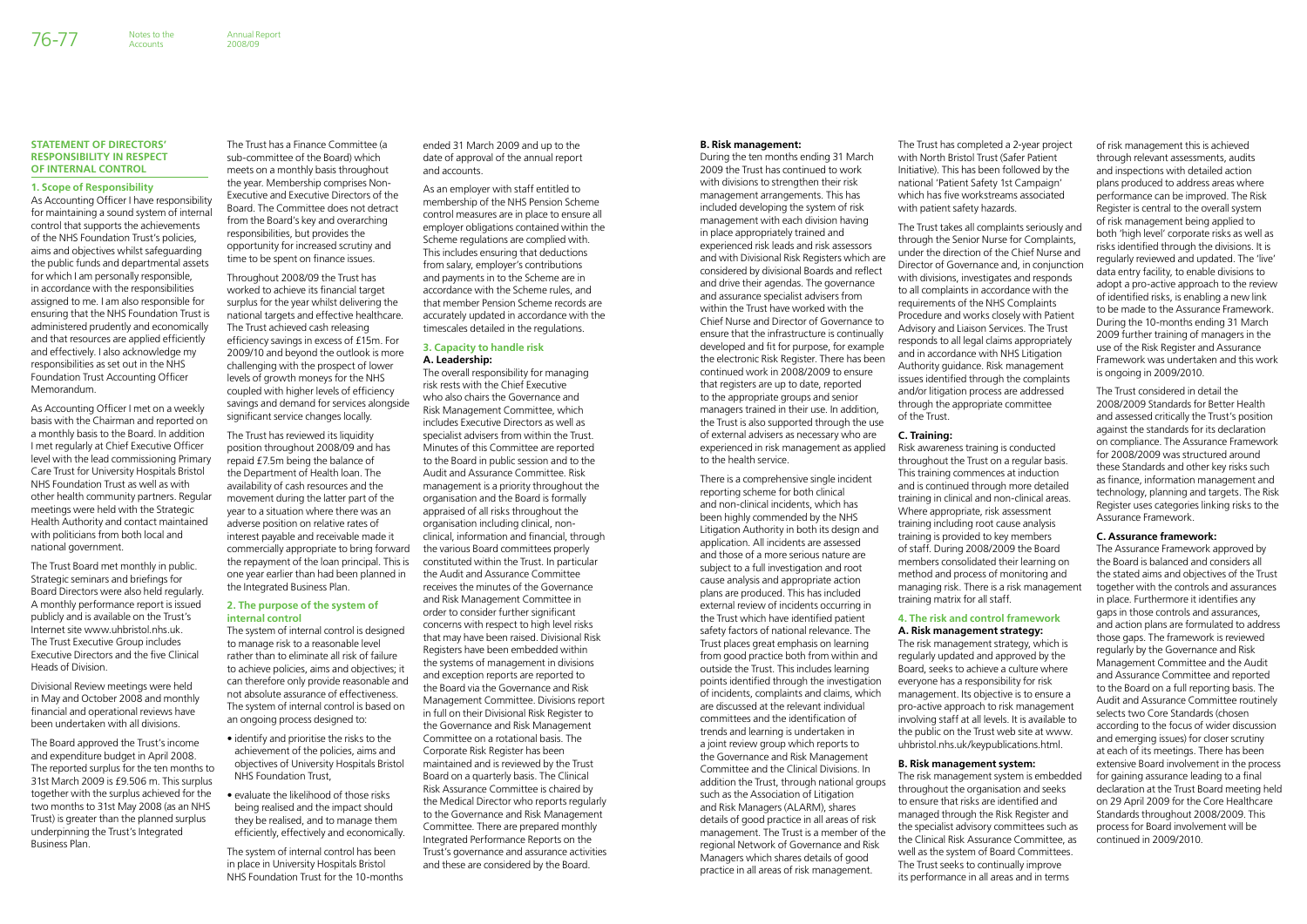## STATEMENT OF DIRECTORS' RESPONSIBILITY IN RESPECT OF INTERNAL CONTROL

### 1. Scope of Responsibility

As Accounting Officer I have responsibility for maintaining a sound system of internal control that supports the achievements of the NHS Foundation Trust's policies, aims and objectives whilst safeguarding the public funds and departmental assets for which I am personally responsible, in accordance with the responsibilities assigned to me. I am also responsible for ensuring that the NHS Foundation Trust is administered prudently and economically and that resources are applied efficiently and effectively. I also acknowledge my responsibilities as set out in the NHS Foundation Trust Accounting Officer Memorandum.

As Accounting Officer I met on a weekly basis with the Chairman and reported on a monthly basis to the Board. In addition I met regularly at Chief Executive Officer level with the lead commissioning Primary Care Trust for University Hospitals Bristol NHS Foundation Trust as well as with other health community partners. Regular meetings were held with the Strategic Health Authority and contact maintained with politicians from both local and national government.

The Trust Board met monthly in public. Strategic seminars and briefings for Board Directors were also held regularly. A monthly performance report is issued publicly and is available on the Trust's Internet site www.uhbristol.nhs.uk. The Trust Executive Group includes Executive Directors and the five Clinical Heads of Division.

Divisional Review meetings were held in May and October 2008 and monthly financial and operational reviews have been undertaken with all divisions.

The Board approved the Trust's income and expenditure budget in April 2008. The reported surplus for the ten months to 31st March 2009 is £9.506 m. This surplus together with the surplus achieved for the two months to 31st May 2008 (as an NHS Trust) is greater than the planned surplus underpinning the Trust's Integrated Business Plan.

The Trust has a Finance Committee (a sub-committee of the Board) which meets on a monthly basis throughout the year. Membership comprises Non-Executive and Executive Directors of the Board. The Committee does not detract from the Board's key and overarching responsibilities, but provides the opportunity for increased scrutiny and time to be spent on finance issues.

Throughout 2008/09 the Trust has worked to achieve its financial target surplus for the year whilst delivering the national targets and effective healthcare. The Trust achieved cash releasing efficiency savings in excess of £15m. For 2009/10 and beyond the outlook is more challenging with the prospect of lower levels of growth moneys for the NHS coupled with higher levels of efficiency savings and demand for services alongside significant service changes locally.

The Trust has reviewed its liquidity position throughout 2008/09 and has repaid £7.5m being the balance of the Department of Health loan. The availability of cash resources and the movement during the latter part of the year to a situation where there was an adverse position on relative rates of interest payable and receivable made it commercially appropriate to bring forward the repayment of the loan principal. This is one year earlier than had been planned in the Integrated Business Plan.

### 2. The purpose of the system of internal control

The system of internal control is designed to manage risk to a reasonable level rather than to eliminate all risk of failure to achieve policies, aims and objectives; it can therefore only provide reasonable and not absolute assurance of effectiveness. The system of internal control is based on an ongoing process designed to:

- identify and prioritise the risks to the achievement of the policies, aims and objectives of University Hospitals Bristol NHS Foundation Trust,
- evaluate the likelihood of those risks being realised and the impact should they be realised, and to manage them efficiently, effectively and economically.

The system of internal control has been in place in University Hospitals Bristol NHS Foundation Trust for the 10-months ended 31 March 2009 and up to the date of approval of the annual report and accounts.

As an employer with staff entitled to membership of the NHS Pension Scheme control measures are in place to ensure all employer obligations contained within the Scheme regulations are complied with. This includes ensuring that deductions from salary, employer's contributions and payments in to the Scheme are in accordance with the Scheme rules, and that member Pension Scheme records are accurately updated in accordance with the timescales detailed in the regulations.

### 3. Capacity to handle risk

#### A. Leadership:

The overall responsibility for managing risk rests with the Chief Executive who also chairs the Governance and Risk Management Committee, which includes Executive Directors as well as specialist advisers from within the Trust. Minutes of this Committee are reported to the Board in public session and to the Audit and Assurance Committee. Risk management is a priority throughout the organisation and the Board is formally appraised of all risks throughout the organisation including clinical, non-clinical, information and financial, through the various Board committees properly constituted within the Trust. In particular the Audit and Assurance Committee receives the minutes of the Governance and Risk Management Committee in order to consider further significant concerns with respect to high level risks that may have been raised. Divisional Risk Registers have been embedded within the systems of management in divisions and exception reports are reported to the Board via the Governance and Risk Management Committee. Divisions report in full on their Divisional Risk Register to the Governance and Risk Management Committee on a rotational basis. The Corporate Risk Register has been maintained and is reviewed by the Trust Board on a quarterly basis. The Clinical Risk Assurance Committee is chaired by the Medical Director who reports regularly to the Governance and Risk Management Committee. There are prepared monthly Integrated Performance Reports on the Trust's governance and assurance activities and these are considered by the Board.

#### B. Risk management:

During the ten months ending 31 March 2009 the Trust has continued to work with divisions to strengthen their risk management arrangements. This has included developing the system of risk management with each division having in place appropriately trained and experienced risk leads and risk assessors and with Divisional Risk Registers which are considered by divisional Boards and reflect and drive their agendas. The governance and assurance specialist advisers from within the Trust have worked with the Chief Nurse and Director of Governance to ensure that the infrastructure is continually developed and fit for purpose, for example the electronic Risk Register. There has been continued work in 2008/2009 to ensure that registers are up to date, reported to the appropriate groups and senior managers trained in their use. In addition, the Trust is also supported through the use of external advisers as necessary who are experienced in risk management as applied to the health service.

There is a comprehensive single incident reporting scheme for both clinical and non-clinical incidents, which has been highly commended by the NHS Litigation Authority in both its design and application. All incidents are assessed and those of a more serious nature are subject to a full investigation and root cause analysis and appropriate action plans are produced. This has included external review of incidents occurring in the Trust which have identified patient safety factors of national relevance. The Trust places great emphasis on learning from good practice both from within and outside the Trust. This includes learning points identified through the investigation of incidents, complaints and claims, which are discussed at the relevant individual committees and the identification of trends and learning is undertaken in a joint review group which reports to the Governance and Risk Management Committee and the Clinical Divisions. In addition the Trust, through national groups such as the Association of Litigation and Risk Managers (ALARM), shares details of good practice in all areas of risk management. The Trust is a member of the regional Network of Governance and Risk Managers which shares details of good practice in all areas of risk management.

The Trust has completed a 2-year project with North Bristol Trust (Safer Patient Initiative). This has been followed by the national 'Patient Safety 1st Campaign' which has five workstreams associated with patient safety hazards.

The Trust takes all complaints seriously and through the Senior Nurse for Complaints, under the direction of the Chief Nurse and Director of Governance and, in conjunction with divisions, investigates and responds to all complaints in accordance with the requirements of the NHS Complaints Procedure and works closely with Patient Advisory and Liaison Services. The Trust responds to all legal claims appropriately and in accordance with NHS Litigation Authority guidance. Risk management issues identified through the complaints and/or litigation process are addressed through the appropriate committee of the Trust.

#### C. Training:

Risk awareness training is conducted throughout the Trust on a regular basis. This training commences at induction and is continued through more detailed training in clinical and non-clinical areas. Where appropriate, risk assessment training including root cause analysis training is provided to key members of staff. During 2008/2009 the Board members consolidated their learning on method and process of monitoring and managing risk. There is a risk management training matrix for all staff.

### 4. The risk and control framework

#### A. Risk management strategy:

The risk management strategy, which is regularly updated and approved by the Board, seeks to achieve a culture where everyone has a responsibility for risk management. Its objective is to ensure a pro-active approach to risk management involving staff at all levels. It is available to the public on the Trust web site at www.uhbristol.nhs.uk/keypublications.html.

#### B. Risk management system:

The risk management system is embedded throughout the organisation and seeks to ensure that risks are identified and managed through the Risk Register and the specialist advisory committees such as the Clinical Risk Assurance Committee, as well as the system of Board Committees. The Trust seeks to continually improve its performance in all areas and in terms of risk management this is achieved through relevant assessments, audits and inspections with detailed action plans produced to address areas where performance can be improved. The Risk Register is central to the overall system of risk management being applied to both 'high level' corporate risks as well as risks identified through the divisions. It is regularly reviewed and updated. The 'live' data entry facility, to enable divisions to adopt a pro-active approach to the review of identified risks, is enabling a new link to be made to the Assurance Framework. During the 10-months ending 31 March 2009 further training of managers in the use of the Risk Register and Assurance Framework was undertaken and this work is ongoing in 2009/2010.

The Trust considered in detail the 2008/2009 Standards for Better Health and assessed critically the Trust's position against the standards for its declaration on compliance. The Assurance Framework for 2008/2009 was structured around these Standards and other key risks such as finance, information management and technology, planning and targets. The Risk Register uses categories linking risks to the Assurance Framework.

#### C. Assurance framework:

The Assurance Framework approved by the Board is balanced and considers all the stated aims and objectives of the Trust together with the controls and assurances in place. Furthermore it identifies any gaps in those controls and assurances, and action plans are formulated to address those gaps. The framework is reviewed regularly by the Governance and Risk Management Committee and the Audit and Assurance Committee and reported to the Board on a full reporting basis. The Audit and Assurance Committee routinely selects two Core Standards (chosen according to the focus of wider discussion and emerging issues) for closer scrutiny at each of its meetings. There has been extensive Board involvement in the process for gaining assurance leading to a final declaration at the Trust Board meeting held on 29 April 2009 for the Core Healthcare Standards throughout 2008/2009. This process for Board involvement will be continued in 2009/2010.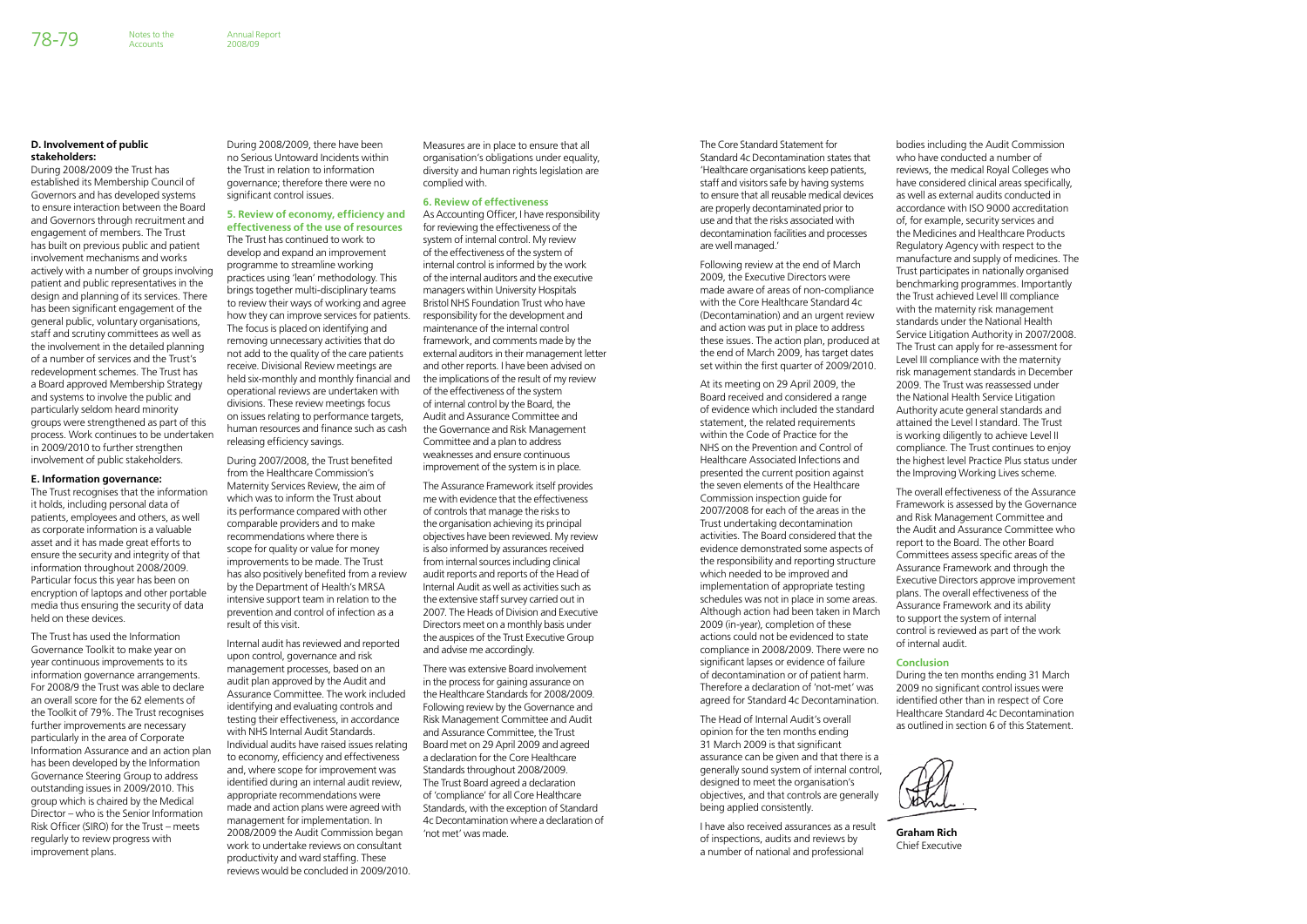**D. Involvement of public stakeholders:**

During 2008/2009 the Trust has established its Membership Council of Governors and has developed systems to ensure interaction between the Board and Governors through recruitment and engagement of members. The Trust has built on previous public and patient involvement mechanisms and works actively with a number of groups involving patient and public representatives in the design and planning of its services. There has been significant engagement of the general public, voluntary organisations, staff and scrutiny committees as well as the involvement in the detailed planning of a number of services and the Trust's redevelopment schemes. The Trust has a Board approved Membership Strategy and systems to involve the public and particularly seldom heard minority groups were strengthened as part of this process. Work continues to be undertaken in 2009/2010 to further strengthen involvement of public stakeholders.

**E. Information governance:**

The Trust recognises that the information it holds, including personal data of patients, employees and others, as well as corporate information is a valuable asset and it has made great efforts to ensure the security and integrity of that information throughout 2008/2009. Particular focus this year has been on encryption of laptops and other portable media thus ensuring the security of data held on these devices.

The Trust has used the Information Governance Toolkit to make year on year continuous improvements to its information governance arrangements. For 2008/9 the Trust was able to declare an overall score for the 62 elements of the Toolkit of 79%. The Trust recognises further improvements are necessary particularly in the area of Corporate Information Assurance and an action plan has been developed by the Information Governance Steering Group to address outstanding issues in 2009/2010. This group which is chaired by the Medical Director – who is the Senior Information Risk Officer (SIRO) for the Trust – meets regularly to review progress with improvement plans.

During 2008/2009, there have been no Serious Untoward Incidents within the Trust in relation to information governance; therefore there were no significant control issues.

**5. Review of economy, efficiency and effectiveness of the use of resources**

The Trust has continued to work to develop and expand an improvement programme to streamline working practices using 'lean' methodology. This brings together multi-disciplinary teams to review their ways of working and agree how they can improve services for patients. The focus is placed on identifying and removing unnecessary activities that do not add to the quality of the care patients receive. Divisional Review meetings are held six-monthly and monthly financial and operational reviews are undertaken with divisions. These review meetings focus on issues relating to performance targets, human resources and finance such as cash releasing efficiency savings.

During 2007/2008, the Trust benefited from the Healthcare Commission's Maternity Services Review, the aim of which was to inform the Trust about its performance compared with other comparable providers and to make recommendations where there is scope for quality or value for money improvements to be made. The Trust has also positively benefited from a review by the Department of Health's MRSA intensive support team in relation to the prevention and control of infection as a result of this visit.

Internal audit has reviewed and reported upon control, governance and risk management processes, based on an audit plan approved by the Audit and Assurance Committee. The work included identifying and evaluating controls and testing their effectiveness, in accordance with NHS Internal Audit Standards. Individual audits have raised issues relating to economy, efficiency and effectiveness and, where scope for improvement was identified during an internal audit review, appropriate recommendations were made and action plans were agreed with management for implementation. In 2008/2009 the Audit Commission began work to undertake reviews on consultant productivity and ward staffing. These reviews would be concluded in 2009/2010.

Measures are in place to ensure that all organisation's obligations under equality, diversity and human rights legislation are complied with.

**6. Review of effectiveness**

As Accounting Officer, I have responsibility for reviewing the effectiveness of the system of internal control. My review of the effectiveness of the system of internal control is informed by the work of the internal auditors and the executive managers within University Hospitals Bristol NHS Foundation Trust who have responsibility for the development and maintenance of the internal control framework, and comments made by the external auditors in their management letter and other reports. I have been advised on the implications of the result of my review of the effectiveness of the system of internal control by the Board, the Audit and Assurance Committee and the Governance and Risk Management Committee and a plan to address weaknesses and ensure continuous improvement of the system is in place.

The Assurance Framework itself provides me with evidence that the effectiveness of controls that manage the risks to the organisation achieving its principal objectives have been reviewed. My review is also informed by assurances received from internal sources including clinical audit reports and reports of the Head of Internal Audit as well as activities such as the extensive staff survey carried out in 2007. The Heads of Division and Executive Directors meet on a monthly basis under the auspices of the Trust Executive Group and advise me accordingly.

There was extensive Board involvement in the process for gaining assurance on the Healthcare Standards for 2008/2009. Following review by the Governance and Risk Management Committee and Audit and Assurance Committee, the Trust Board met on 29 April 2009 and agreed a declaration for the Core Healthcare Standards throughout 2008/2009. The Trust Board agreed a declaration of 'compliance' for all Core Healthcare Standards, with the exception of Standard 4c Decontamination where a declaration of 'not met' was made.

The Core Standard Statement for Standard 4c Decontamination states that 'Healthcare organisations keep patients, staff and visitors safe by having systems to ensure that all reusable medical devices are properly decontaminated prior to use and that the risks associated with decontamination facilities and processes are well managed.'

Following review at the end of March 2009, the Executive Directors were made aware of areas of non-compliance with the Core Healthcare Standard 4c (Decontamination) and an urgent review and action was put in place to address these issues. The action plan, produced at the end of March 2009, has target dates set within the first quarter of 2009/2010.

At its meeting on 29 April 2009, the Board received and considered a range of evidence which included the standard statement, the related requirements within the Code of Practice for the NHS on the Prevention and Control of Healthcare Associated Infections and presented the current position against the seven elements of the Healthcare Commission inspection guide for 2007/2008 for each of the areas in the Trust undertaking decontamination activities. The Board considered that the evidence demonstrated some aspects of the responsibility and reporting structure which needed to be improved and implementation of appropriate testing schedules was not in place in some areas. Although action had been taken in March 2009 (in-year), completion of these actions could not be evidenced to state compliance in 2008/2009. There were no significant lapses or evidence of failure of decontamination or of patient harm. Therefore a declaration of 'not-met' was agreed for Standard 4c Decontamination.

The Head of Internal Audit's overall opinion for the ten months ending 31 March 2009 is that significant assurance can be given and that there is a generally sound system of internal control, designed to meet the organisation's objectives, and that controls are generally being applied consistently.

I have also received assurances as a result of inspections, audits and reviews by a number of national and professional bodies including the Audit Commission who have conducted a number of reviews, the medical Royal Colleges who have considered clinical areas specifically, as well as external audits conducted in accordance with ISO 9000 accreditation of, for example, security services and the Medicines and Healthcare Products Regulatory Agency with respect to the manufacture and supply of medicines. The Trust participates in nationally organised benchmarking programmes. Importantly the Trust achieved Level III compliance with the maternity risk management standards under the National Health Service Litigation Authority in 2007/2008. The Trust can apply for re-assessment for Level III compliance with the maternity risk management standards in December 2009. The Trust was reassessed under the National Health Service Litigation Authority acute general standards and attained the Level I standard. The Trust is working diligently to achieve Level II compliance. The Trust continues to enjoy the highest level Practice Plus status under the Improving Working Lives scheme.

The overall effectiveness of the Assurance Framework is assessed by the Governance and Risk Management Committee and the Audit and Assurance Committee who report to the Board. The other Board Committees assess specific areas of the Assurance Framework and through the Executive Directors approve improvement plans. The overall effectiveness of the Assurance Framework and its ability to support the system of internal control is reviewed as part of the work of internal audit.

**Conclusion**

During the ten months ending 31 March 2009 no significant control issues were identified other than in respect of Core Healthcare Standard 4c Decontamination as outlined in section 6 of this Statement.

**Graham Rich**
Chief Executive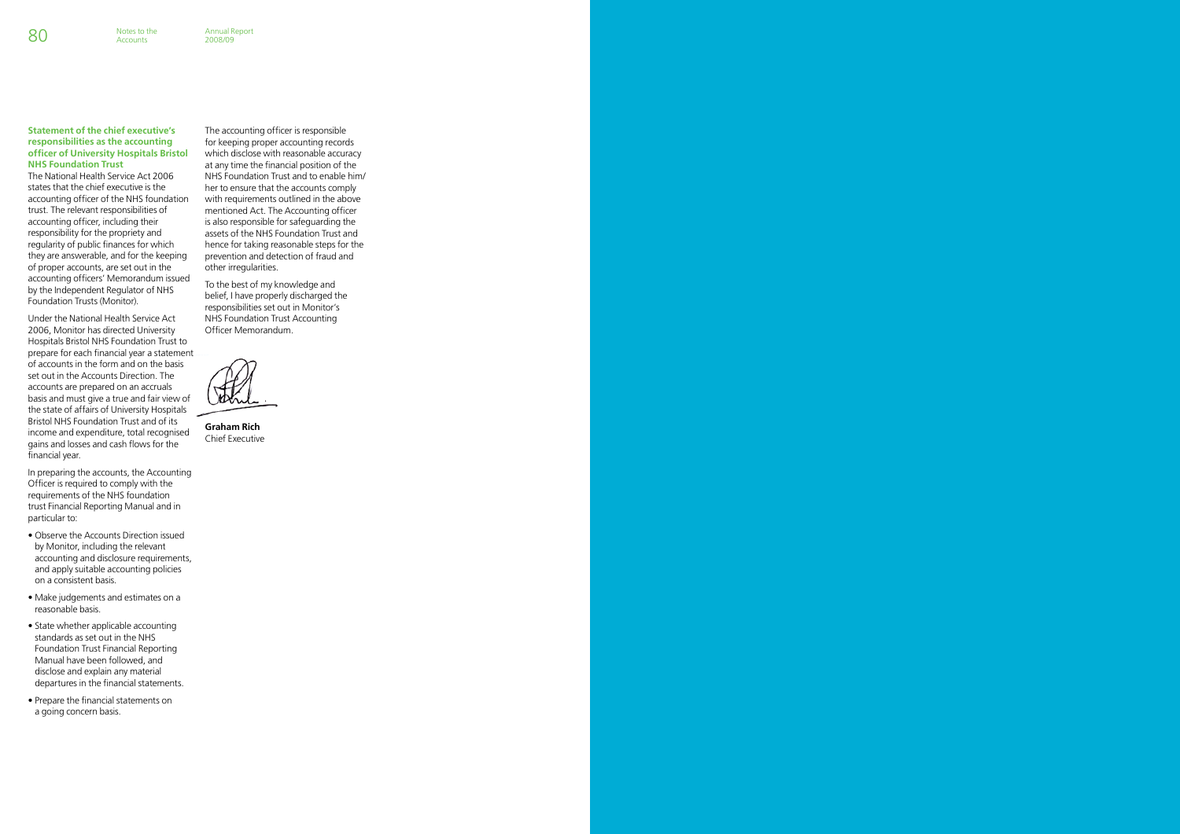### Statement of the chief executive's responsibilities as the accounting officer of University Hospitals Bristol NHS Foundation Trust

The National Health Service Act 2006 states that the chief executive is the accounting officer of the NHS foundation trust. The relevant responsibilities of accounting officer, including their responsibility for the propriety and regularity of public finances for which they are answerable, and for the keeping of proper accounts, are set out in the accounting officers' Memorandum issued by the Independent Regulator of NHS Foundation Trusts (Monitor).

Under the National Health Service Act 2006, Monitor has directed University Hospitals Bristol NHS Foundation Trust to prepare for each financial year a statement of accounts in the form and on the basis set out in the Accounts Direction. The accounts are prepared on an accruals basis and must give a true and fair view of the state of affairs of University Hospitals Bristol NHS Foundation Trust and of its income and expenditure, total recognised gains and losses and cash flows for the financial year.

In preparing the accounts, the Accounting Officer is required to comply with the requirements of the NHS foundation trust Financial Reporting Manual and in particular to:

- Observe the Accounts Direction issued by Monitor, including the relevant accounting and disclosure requirements, and apply suitable accounting policies on a consistent basis.
- Make judgements and estimates on a reasonable basis.
- State whether applicable accounting standards as set out in the NHS Foundation Trust Financial Reporting Manual have been followed, and disclose and explain any material departures in the financial statements.
- Prepare the financial statements on a going concern basis.

The accounting officer is responsible for keeping proper accounting records which disclose with reasonable accuracy at any time the financial position of the NHS Foundation Trust and to enable him/her to ensure that the accounts comply with requirements outlined in the above mentioned Act. The Accounting officer is also responsible for safeguarding the assets of the NHS Foundation Trust and hence for taking reasonable steps for the prevention and detection of fraud and other irregularities.

To the best of my knowledge and belief, I have properly discharged the responsibilities set out in Monitor's NHS Foundation Trust Accounting Officer Memorandum.

**Graham Rich**
Chief Executive